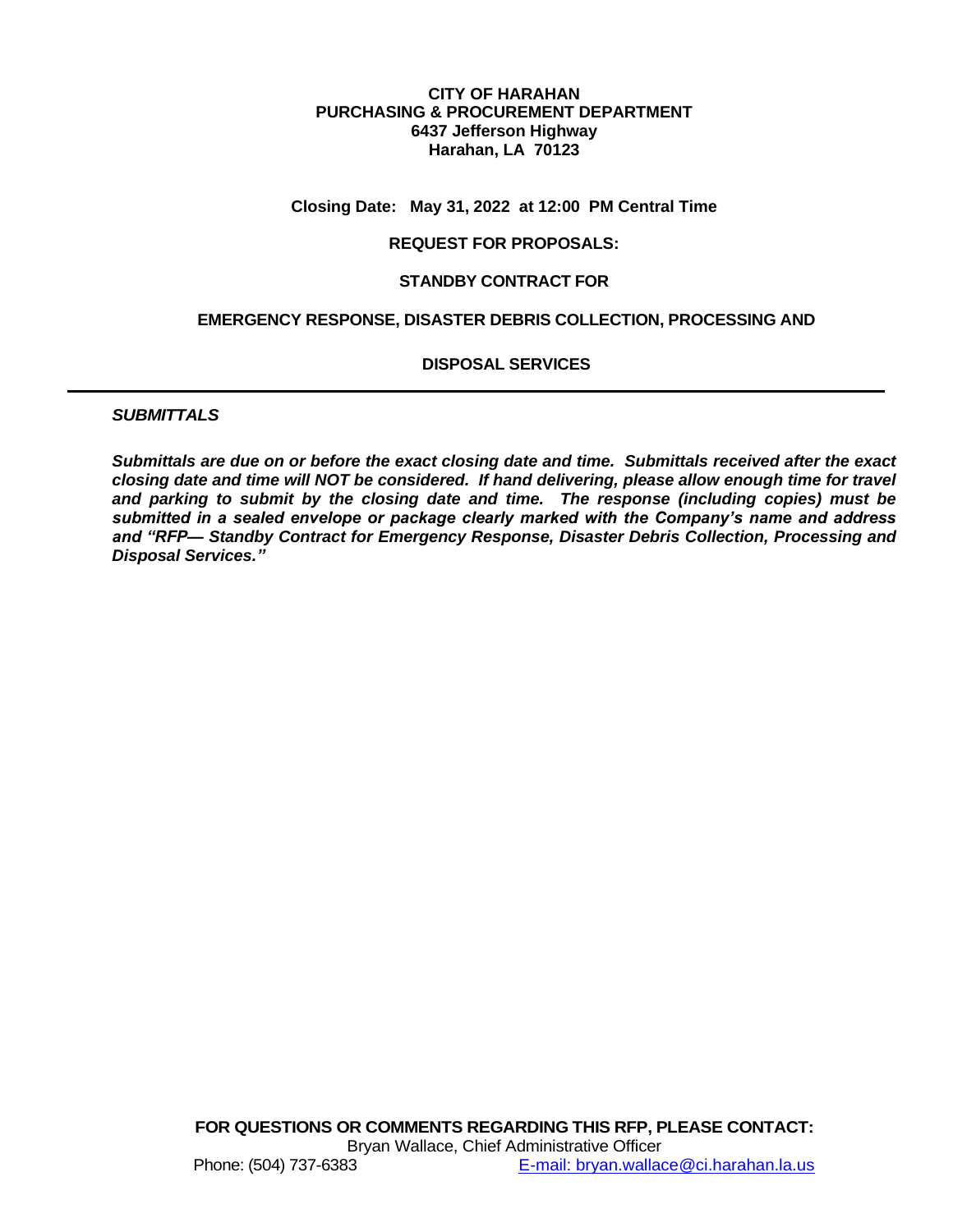**CITY OF HARAHAN**
**PURCHASING & PROCUREMENT DEPARTMENT**
**6437 Jefferson Highway**
**Harahan, LA 70123**

**Closing Date: May 31, 2022 at 12:00 PM Central Time**

# REQUEST FOR PROPOSALS:

# STANDBY CONTRACT FOR

# EMERGENCY RESPONSE, DISASTER DEBRIS COLLECTION, PROCESSING AND DISPOSAL SERVICES

---

***SUBMITTALS***

***Submittals are due on or before the exact closing date and time. Submittals received after the exact closing date and time will NOT be considered. If hand delivering, please allow enough time for travel and parking to submit by the closing date and time. The response (including copies) must be submitted in a sealed envelope or package clearly marked with the Company's name and address and "RFP— Standby Contract for Emergency Response, Disaster Debris Collection, Processing and Disposal Services."***

**FOR QUESTIONS OR COMMENTS REGARDING THIS RFP, PLEASE CONTACT:**
Bryan Wallace, Chief Administrative Officer
Phone: (504) 737-6383 E-mail: bryan.wallace@ci.harahan.la.us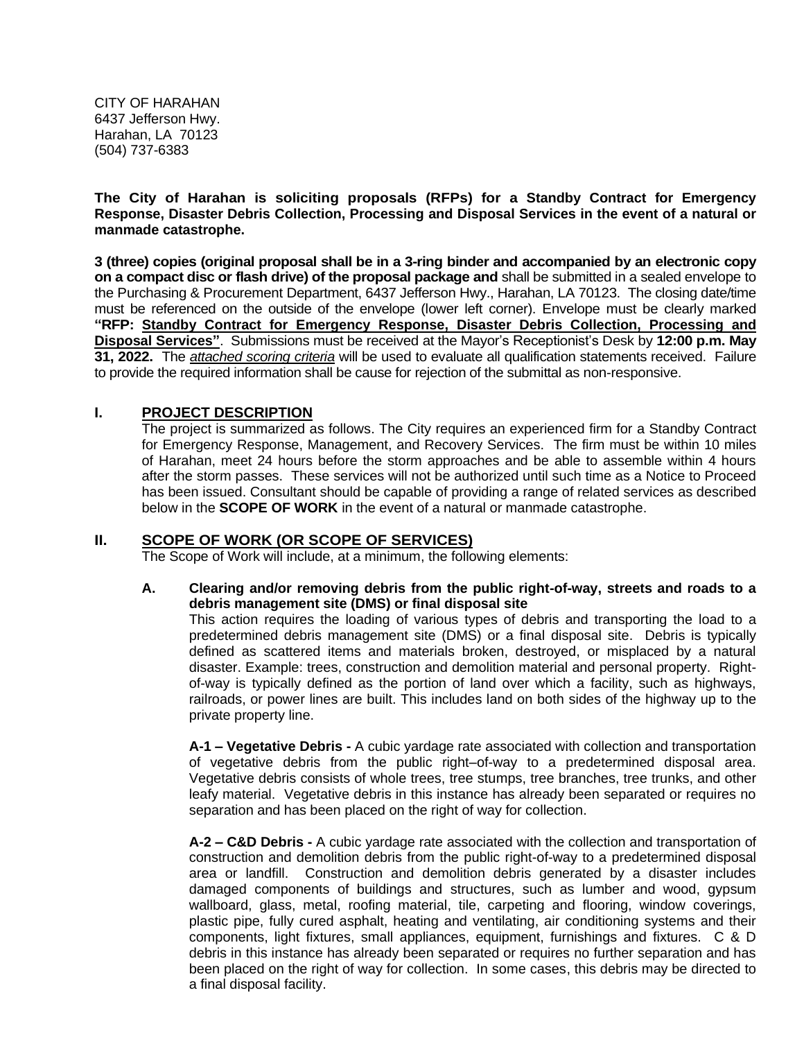CITY OF HARAHAN
6437 Jefferson Hwy.
Harahan, LA 70123
(504) 737-6383

**The City of Harahan is soliciting proposals (RFPs) for a Standby Contract for Emergency Response, Disaster Debris Collection, Processing and Disposal Services in the event of a natural or manmade catastrophe.**

**3 (three) copies (original proposal shall be in a 3-ring binder and accompanied by an electronic copy on a compact disc or flash drive) of the proposal package and** shall be submitted in a sealed envelope to the Purchasing & Procurement Department, 6437 Jefferson Hwy., Harahan, LA 70123. The closing date/time must be referenced on the outside of the envelope (lower left corner). Envelope must be clearly marked **"RFP: Standby Contract for Emergency Response, Disaster Debris Collection, Processing and Disposal Services"**. Submissions must be received at the Mayor's Receptionist's Desk by **12:00 p.m. May 31, 2022.** The *attached scoring criteria* will be used to evaluate all qualification statements received. Failure to provide the required information shall be cause for rejection of the submittal as non-responsive.

## I. PROJECT DESCRIPTION

The project is summarized as follows. The City requires an experienced firm for a Standby Contract for Emergency Response, Management, and Recovery Services. The firm must be within 10 miles of Harahan, meet 24 hours before the storm approaches and be able to assemble within 4 hours after the storm passes. These services will not be authorized until such time as a Notice to Proceed has been issued. Consultant should be capable of providing a range of related services as described below in the **SCOPE OF WORK** in the event of a natural or manmade catastrophe.

## II. SCOPE OF WORK (OR SCOPE OF SERVICES)

The Scope of Work will include, at a minimum, the following elements:

### A. Clearing and/or removing debris from the public right-of-way, streets and roads to a debris management site (DMS) or final disposal site

This action requires the loading of various types of debris and transporting the load to a predetermined debris management site (DMS) or a final disposal site. Debris is typically defined as scattered items and materials broken, destroyed, or misplaced by a natural disaster. Example: trees, construction and demolition material and personal property. Right-of-way is typically defined as the portion of land over which a facility, such as highways, railroads, or power lines are built. This includes land on both sides of the highway up to the private property line.

**A-1 – Vegetative Debris -** A cubic yardage rate associated with collection and transportation of vegetative debris from the public right–of-way to a predetermined disposal area. Vegetative debris consists of whole trees, tree stumps, tree branches, tree trunks, and other leafy material. Vegetative debris in this instance has already been separated or requires no separation and has been placed on the right of way for collection.

**A-2 – C&D Debris -** A cubic yardage rate associated with the collection and transportation of construction and demolition debris from the public right-of-way to a predetermined disposal area or landfill. Construction and demolition debris generated by a disaster includes damaged components of buildings and structures, such as lumber and wood, gypsum wallboard, glass, metal, roofing material, tile, carpeting and flooring, window coverings, plastic pipe, fully cured asphalt, heating and ventilating, air conditioning systems and their components, light fixtures, small appliances, equipment, furnishings and fixtures. C & D debris in this instance has already been separated or requires no further separation and has been placed on the right of way for collection. In some cases, this debris may be directed to a final disposal facility.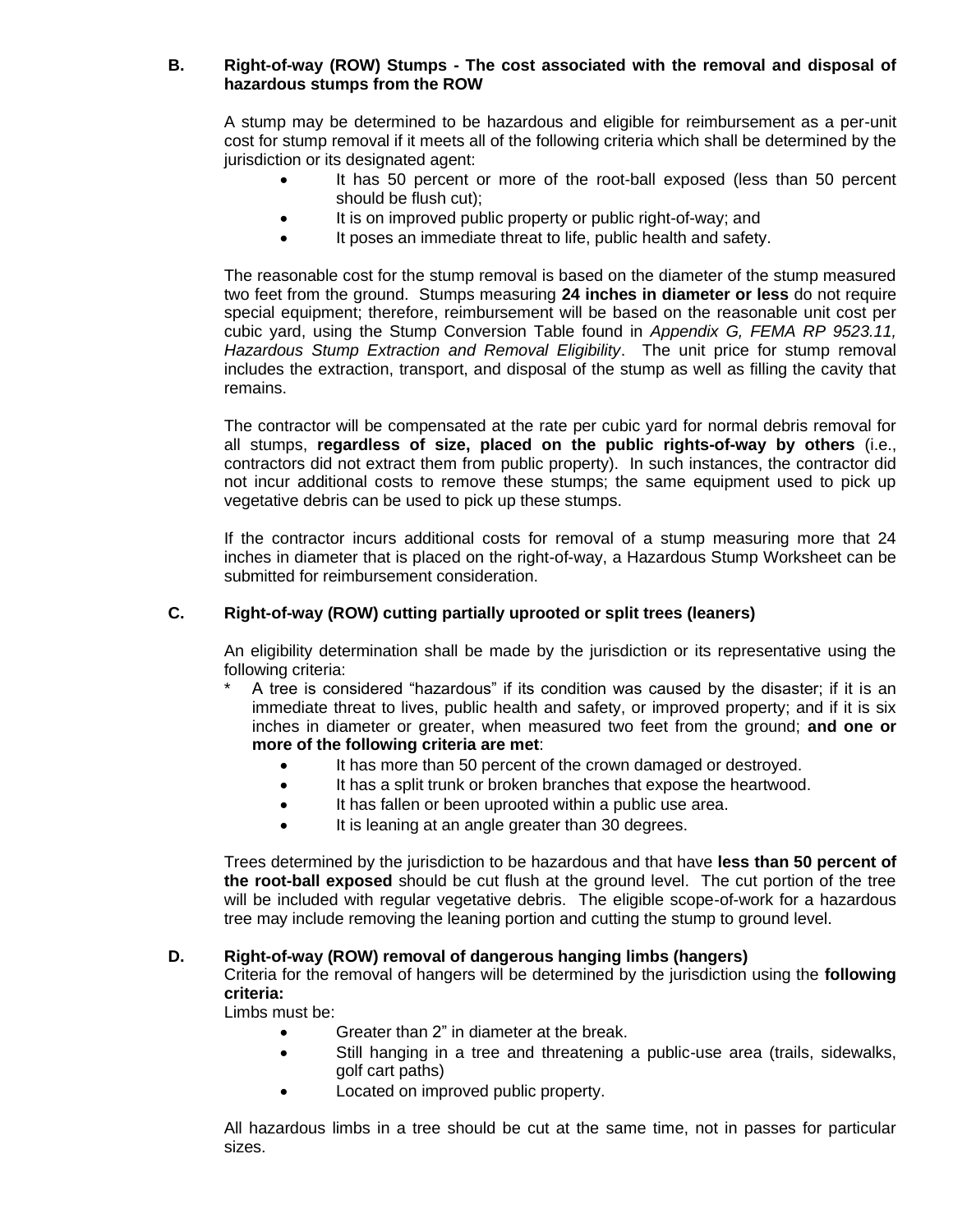### B. Right-of-way (ROW) Stumps - The cost associated with the removal and disposal of hazardous stumps from the ROW

A stump may be determined to be hazardous and eligible for reimbursement as a per-unit cost for stump removal if it meets all of the following criteria which shall be determined by the jurisdiction or its designated agent:

- It has 50 percent or more of the root-ball exposed (less than 50 percent should be flush cut);
- It is on improved public property or public right-of-way; and
- It poses an immediate threat to life, public health and safety.

The reasonable cost for the stump removal is based on the diameter of the stump measured two feet from the ground. Stumps measuring **24 inches in diameter or less** do not require special equipment; therefore, reimbursement will be based on the reasonable unit cost per cubic yard, using the Stump Conversion Table found in *Appendix G, FEMA RP 9523.11, Hazardous Stump Extraction and Removal Eligibility*. The unit price for stump removal includes the extraction, transport, and disposal of the stump as well as filling the cavity that remains.

The contractor will be compensated at the rate per cubic yard for normal debris removal for all stumps, **regardless of size, placed on the public rights-of-way by others** (i.e., contractors did not extract them from public property). In such instances, the contractor did not incur additional costs to remove these stumps; the same equipment used to pick up vegetative debris can be used to pick up these stumps.

If the contractor incurs additional costs for removal of a stump measuring more that 24 inches in diameter that is placed on the right-of-way, a Hazardous Stump Worksheet can be submitted for reimbursement consideration.

### C. Right-of-way (ROW) cutting partially uprooted or split trees (leaners)

An eligibility determination shall be made by the jurisdiction or its representative using the following criteria:

\* A tree is considered "hazardous" if its condition was caused by the disaster; if it is an immediate threat to lives, public health and safety, or improved property; and if it is six inches in diameter or greater, when measured two feet from the ground; **and one or more of the following criteria are met**:

- It has more than 50 percent of the crown damaged or destroyed.
- It has a split trunk or broken branches that expose the heartwood.
- It has fallen or been uprooted within a public use area.
- It is leaning at an angle greater than 30 degrees.

Trees determined by the jurisdiction to be hazardous and that have **less than 50 percent of the root-ball exposed** should be cut flush at the ground level. The cut portion of the tree will be included with regular vegetative debris. The eligible scope-of-work for a hazardous tree may include removing the leaning portion and cutting the stump to ground level.

### D. Right-of-way (ROW) removal of dangerous hanging limbs (hangers)

Criteria for the removal of hangers will be determined by the jurisdiction using the **following criteria:**

Limbs must be:

- Greater than 2" in diameter at the break.
- Still hanging in a tree and threatening a public-use area (trails, sidewalks, golf cart paths)
- Located on improved public property.

All hazardous limbs in a tree should be cut at the same time, not in passes for particular sizes.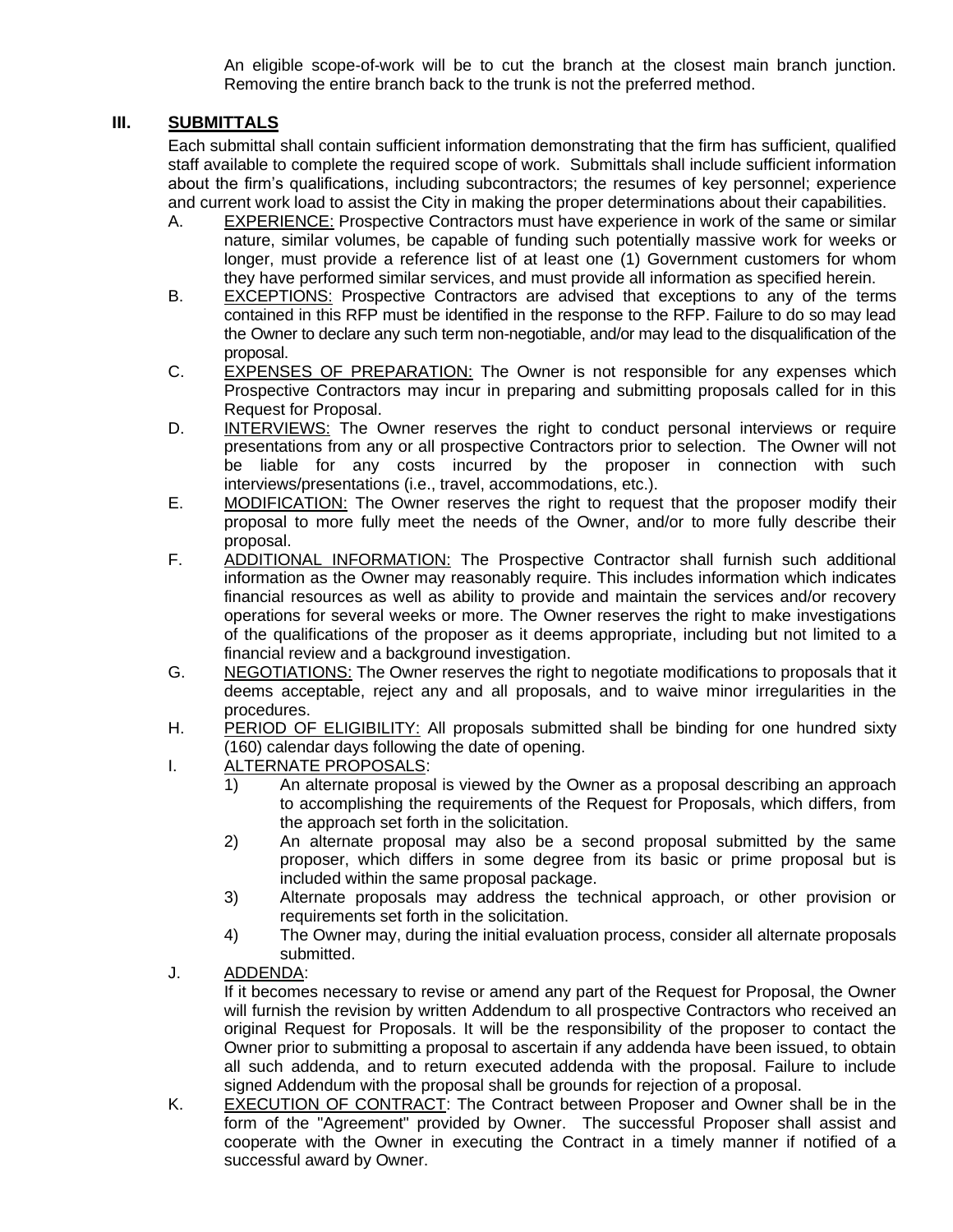An eligible scope-of-work will be to cut the branch at the closest main branch junction. Removing the entire branch back to the trunk is not the preferred method.

## III. SUBMITTALS

Each submittal shall contain sufficient information demonstrating that the firm has sufficient, qualified staff available to complete the required scope of work. Submittals shall include sufficient information about the firm's qualifications, including subcontractors; the resumes of key personnel; experience and current work load to assist the City in making the proper determinations about their capabilities.

A. EXPERIENCE: Prospective Contractors must have experience in work of the same or similar nature, similar volumes, be capable of funding such potentially massive work for weeks or longer, must provide a reference list of at least one (1) Government customers for whom they have performed similar services, and must provide all information as specified herein.

B. EXCEPTIONS: Prospective Contractors are advised that exceptions to any of the terms contained in this RFP must be identified in the response to the RFP. Failure to do so may lead the Owner to declare any such term non-negotiable, and/or may lead to the disqualification of the proposal.

C. EXPENSES OF PREPARATION: The Owner is not responsible for any expenses which Prospective Contractors may incur in preparing and submitting proposals called for in this Request for Proposal.

D. INTERVIEWS: The Owner reserves the right to conduct personal interviews or require presentations from any or all prospective Contractors prior to selection. The Owner will not be liable for any costs incurred by the proposer in connection with such interviews/presentations (i.e., travel, accommodations, etc.).

E. MODIFICATION: The Owner reserves the right to request that the proposer modify their proposal to more fully meet the needs of the Owner, and/or to more fully describe their proposal.

F. ADDITIONAL INFORMATION: The Prospective Contractor shall furnish such additional information as the Owner may reasonably require. This includes information which indicates financial resources as well as ability to provide and maintain the services and/or recovery operations for several weeks or more. The Owner reserves the right to make investigations of the qualifications of the proposer as it deems appropriate, including but not limited to a financial review and a background investigation.

G. NEGOTIATIONS: The Owner reserves the right to negotiate modifications to proposals that it deems acceptable, reject any and all proposals, and to waive minor irregularities in the procedures.

H. PERIOD OF ELIGIBILITY: All proposals submitted shall be binding for one hundred sixty (160) calendar days following the date of opening.

I. ALTERNATE PROPOSALS:

1) An alternate proposal is viewed by the Owner as a proposal describing an approach to accomplishing the requirements of the Request for Proposals, which differs, from the approach set forth in the solicitation.
2) An alternate proposal may also be a second proposal submitted by the same proposer, which differs in some degree from its basic or prime proposal but is included within the same proposal package.
3) Alternate proposals may address the technical approach, or other provision or requirements set forth in the solicitation.
4) The Owner may, during the initial evaluation process, consider all alternate proposals submitted.

J. ADDENDA:

If it becomes necessary to revise or amend any part of the Request for Proposal, the Owner will furnish the revision by written Addendum to all prospective Contractors who received an original Request for Proposals. It will be the responsibility of the proposer to contact the Owner prior to submitting a proposal to ascertain if any addenda have been issued, to obtain all such addenda, and to return executed addenda with the proposal. Failure to include signed Addendum with the proposal shall be grounds for rejection of a proposal.

K. EXECUTION OF CONTRACT: The Contract between Proposer and Owner shall be in the form of the "Agreement" provided by Owner. The successful Proposer shall assist and cooperate with the Owner in executing the Contract in a timely manner if notified of a successful award by Owner.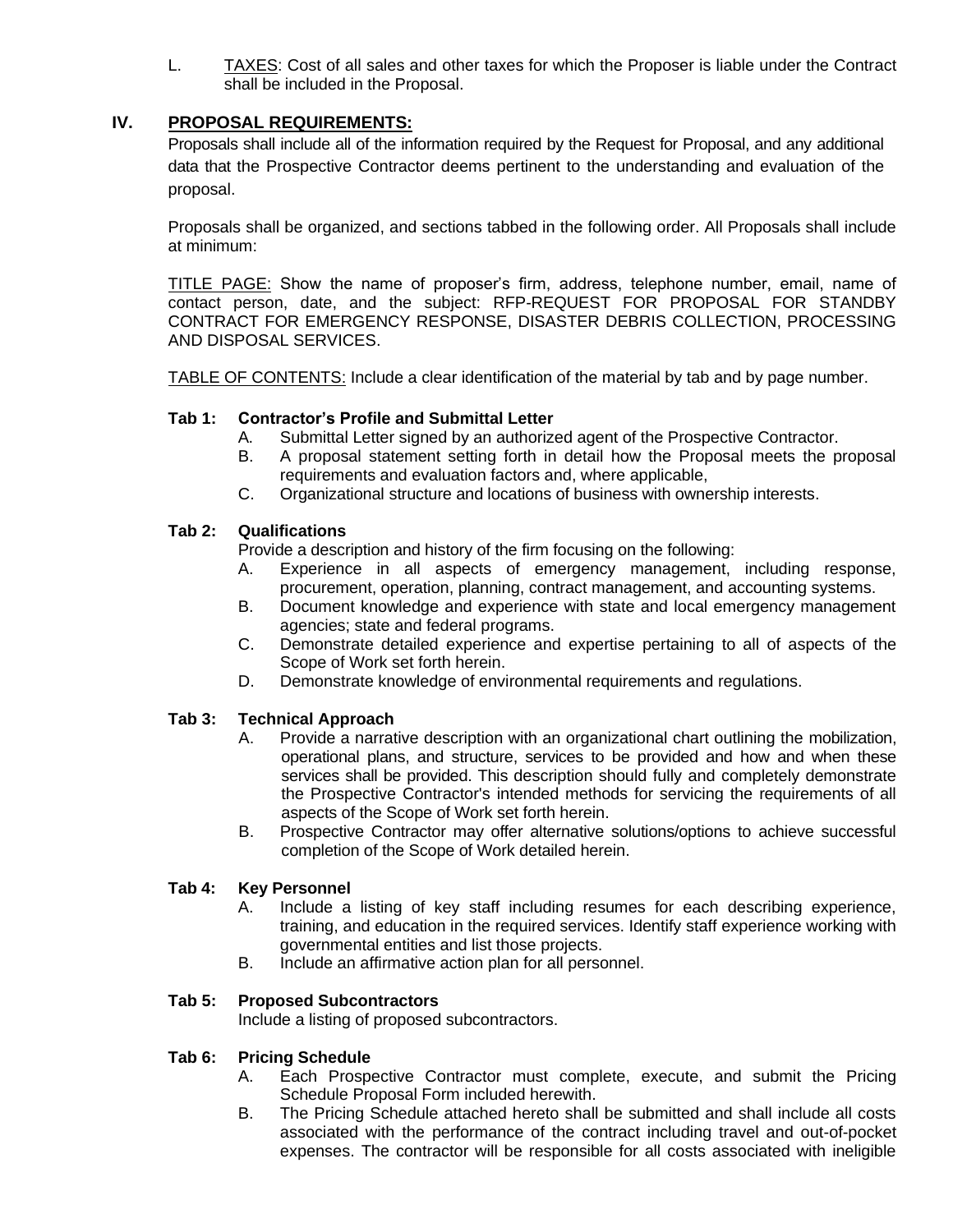L. <u>TAXES</u>: Cost of all sales and other taxes for which the Proposer is liable under the Contract shall be included in the Proposal.

## IV. PROPOSAL REQUIREMENTS:

Proposals shall include all of the information required by the Request for Proposal, and any additional data that the Prospective Contractor deems pertinent to the understanding and evaluation of the proposal.

Proposals shall be organized, and sections tabbed in the following order. All Proposals shall include at minimum:

<u>TITLE PAGE:</u> Show the name of proposer's firm, address, telephone number, email, name of contact person, date, and the subject: RFP-REQUEST FOR PROPOSAL FOR STANDBY CONTRACT FOR EMERGENCY RESPONSE, DISASTER DEBRIS COLLECTION, PROCESSING AND DISPOSAL SERVICES.

<u>TABLE OF CONTENTS:</u> Include a clear identification of the material by tab and by page number.

**Tab 1: Contractor's Profile and Submittal Letter**

A. Submittal Letter signed by an authorized agent of the Prospective Contractor.
B. A proposal statement setting forth in detail how the Proposal meets the proposal requirements and evaluation factors and, where applicable,
C. Organizational structure and locations of business with ownership interests.

**Tab 2: Qualifications**

Provide a description and history of the firm focusing on the following:

A. Experience in all aspects of emergency management, including response, procurement, operation, planning, contract management, and accounting systems.
B. Document knowledge and experience with state and local emergency management agencies; state and federal programs.
C. Demonstrate detailed experience and expertise pertaining to all of aspects of the Scope of Work set forth herein.
D. Demonstrate knowledge of environmental requirements and regulations.

**Tab 3: Technical Approach**

A. Provide a narrative description with an organizational chart outlining the mobilization, operational plans, and structure, services to be provided and how and when these services shall be provided. This description should fully and completely demonstrate the Prospective Contractor's intended methods for servicing the requirements of all aspects of the Scope of Work set forth herein.
B. Prospective Contractor may offer alternative solutions/options to achieve successful completion of the Scope of Work detailed herein.

**Tab 4: Key Personnel**

A. Include a listing of key staff including resumes for each describing experience, training, and education in the required services. Identify staff experience working with governmental entities and list those projects.
B. Include an affirmative action plan for all personnel.

**Tab 5: Proposed Subcontractors**

Include a listing of proposed subcontractors.

**Tab 6: Pricing Schedule**

A. Each Prospective Contractor must complete, execute, and submit the Pricing Schedule Proposal Form included herewith.
B. The Pricing Schedule attached hereto shall be submitted and shall include all costs associated with the performance of the contract including travel and out-of-pocket expenses. The contractor will be responsible for all costs associated with ineligible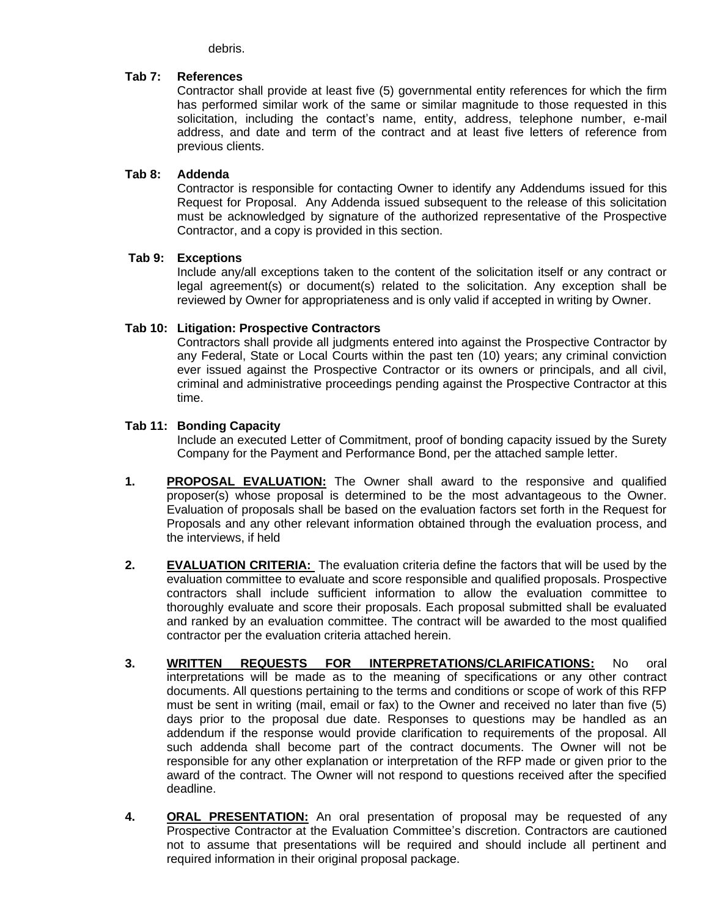debris.

**Tab 7: References**

Contractor shall provide at least five (5) governmental entity references for which the firm has performed similar work of the same or similar magnitude to those requested in this solicitation, including the contact's name, entity, address, telephone number, e-mail address, and date and term of the contract and at least five letters of reference from previous clients.

**Tab 8: Addenda**

Contractor is responsible for contacting Owner to identify any Addendums issued for this Request for Proposal. Any Addenda issued subsequent to the release of this solicitation must be acknowledged by signature of the authorized representative of the Prospective Contractor, and a copy is provided in this section.

**Tab 9: Exceptions**

Include any/all exceptions taken to the content of the solicitation itself or any contract or legal agreement(s) or document(s) related to the solicitation. Any exception shall be reviewed by Owner for appropriateness and is only valid if accepted in writing by Owner.

**Tab 10: Litigation: Prospective Contractors**

Contractors shall provide all judgments entered into against the Prospective Contractor by any Federal, State or Local Courts within the past ten (10) years; any criminal conviction ever issued against the Prospective Contractor or its owners or principals, and all civil, criminal and administrative proceedings pending against the Prospective Contractor at this time.

**Tab 11: Bonding Capacity**

Include an executed Letter of Commitment, proof of bonding capacity issued by the Surety Company for the Payment and Performance Bond, per the attached sample letter.

1. **PROPOSAL EVALUATION:** The Owner shall award to the responsive and qualified proposer(s) whose proposal is determined to be the most advantageous to the Owner. Evaluation of proposals shall be based on the evaluation factors set forth in the Request for Proposals and any other relevant information obtained through the evaluation process, and the interviews, if held

2. **EVALUATION CRITERIA:** The evaluation criteria define the factors that will be used by the evaluation committee to evaluate and score responsible and qualified proposals. Prospective contractors shall include sufficient information to allow the evaluation committee to thoroughly evaluate and score their proposals. Each proposal submitted shall be evaluated and ranked by an evaluation committee. The contract will be awarded to the most qualified contractor per the evaluation criteria attached herein.

3. **WRITTEN REQUESTS FOR INTERPRETATIONS/CLARIFICATIONS:** No oral interpretations will be made as to the meaning of specifications or any other contract documents. All questions pertaining to the terms and conditions or scope of work of this RFP must be sent in writing (mail, email or fax) to the Owner and received no later than five (5) days prior to the proposal due date. Responses to questions may be handled as an addendum if the response would provide clarification to requirements of the proposal. All such addenda shall become part of the contract documents. The Owner will not be responsible for any other explanation or interpretation of the RFP made or given prior to the award of the contract. The Owner will not respond to questions received after the specified deadline.

4. **ORAL PRESENTATION:** An oral presentation of proposal may be requested of any Prospective Contractor at the Evaluation Committee's discretion. Contractors are cautioned not to assume that presentations will be required and should include all pertinent and required information in their original proposal package.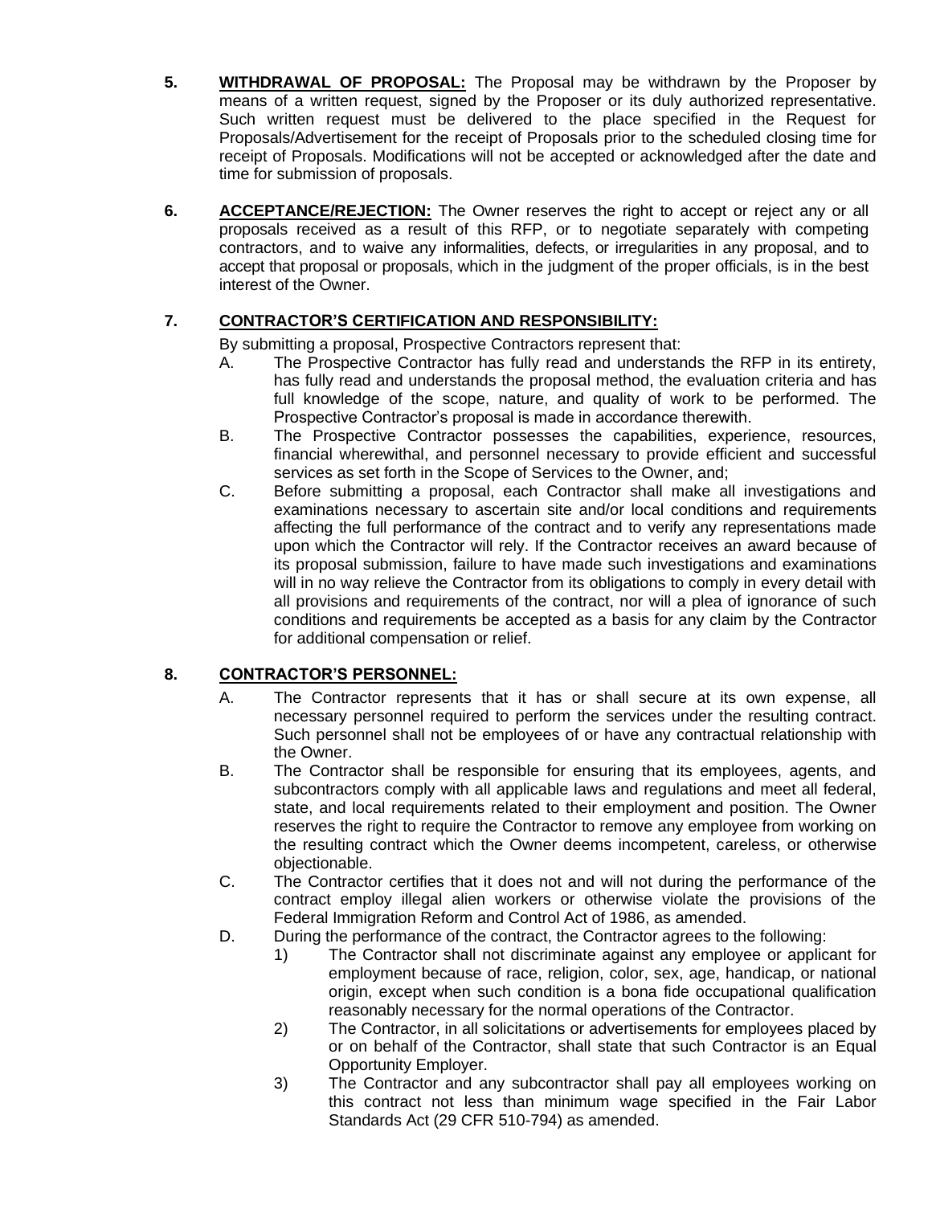5. **WITHDRAWAL OF PROPOSAL:** The Proposal may be withdrawn by the Proposer by means of a written request, signed by the Proposer or its duly authorized representative. Such written request must be delivered to the place specified in the Request for Proposals/Advertisement for the receipt of Proposals prior to the scheduled closing time for receipt of Proposals. Modifications will not be accepted or acknowledged after the date and time for submission of proposals.

6. **ACCEPTANCE/REJECTION:** The Owner reserves the right to accept or reject any or all proposals received as a result of this RFP, or to negotiate separately with competing contractors, and to waive any informalities, defects, or irregularities in any proposal, and to accept that proposal or proposals, which in the judgment of the proper officials, is in the best interest of the Owner.

7. **CONTRACTOR'S CERTIFICATION AND RESPONSIBILITY:**

   By submitting a proposal, Prospective Contractors represent that:

   A. The Prospective Contractor has fully read and understands the RFP in its entirety, has fully read and understands the proposal method, the evaluation criteria and has full knowledge of the scope, nature, and quality of work to be performed. The Prospective Contractor's proposal is made in accordance therewith.

   B. The Prospective Contractor possesses the capabilities, experience, resources, financial wherewithal, and personnel necessary to provide efficient and successful services as set forth in the Scope of Services to the Owner, and;

   C. Before submitting a proposal, each Contractor shall make all investigations and examinations necessary to ascertain site and/or local conditions and requirements affecting the full performance of the contract and to verify any representations made upon which the Contractor will rely. If the Contractor receives an award because of its proposal submission, failure to have made such investigations and examinations will in no way relieve the Contractor from its obligations to comply in every detail with all provisions and requirements of the contract, nor will a plea of ignorance of such conditions and requirements be accepted as a basis for any claim by the Contractor for additional compensation or relief.

8. **CONTRACTOR'S PERSONNEL:**

   A. The Contractor represents that it has or shall secure at its own expense, all necessary personnel required to perform the services under the resulting contract. Such personnel shall not be employees of or have any contractual relationship with the Owner.

   B. The Contractor shall be responsible for ensuring that its employees, agents, and subcontractors comply with all applicable laws and regulations and meet all federal, state, and local requirements related to their employment and position. The Owner reserves the right to require the Contractor to remove any employee from working on the resulting contract which the Owner deems incompetent, careless, or otherwise objectionable.

   C. The Contractor certifies that it does not and will not during the performance of the contract employ illegal alien workers or otherwise violate the provisions of the Federal Immigration Reform and Control Act of 1986, as amended.

   D. During the performance of the contract, the Contractor agrees to the following:

      1) The Contractor shall not discriminate against any employee or applicant for employment because of race, religion, color, sex, age, handicap, or national origin, except when such condition is a bona fide occupational qualification reasonably necessary for the normal operations of the Contractor.

      2) The Contractor, in all solicitations or advertisements for employees placed by or on behalf of the Contractor, shall state that such Contractor is an Equal Opportunity Employer.

      3) The Contractor and any subcontractor shall pay all employees working on this contract not less than minimum wage specified in the Fair Labor Standards Act (29 CFR 510-794) as amended.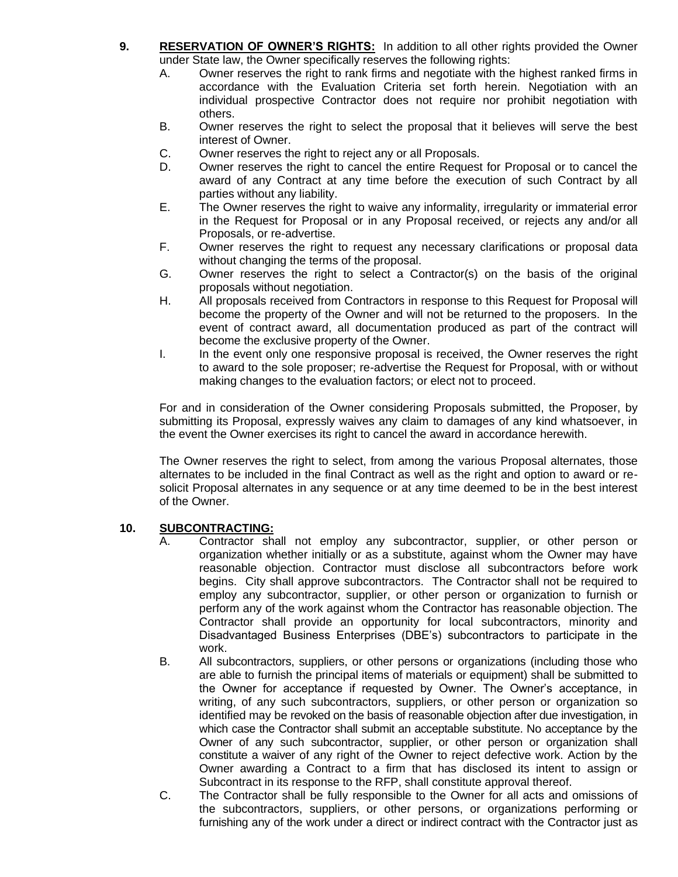**9. RESERVATION OF OWNER'S RIGHTS:** In addition to all other rights provided the Owner under State law, the Owner specifically reserves the following rights:

A. Owner reserves the right to rank firms and negotiate with the highest ranked firms in accordance with the Evaluation Criteria set forth herein. Negotiation with an individual prospective Contractor does not require nor prohibit negotiation with others.

B. Owner reserves the right to select the proposal that it believes will serve the best interest of Owner.

C. Owner reserves the right to reject any or all Proposals.

D. Owner reserves the right to cancel the entire Request for Proposal or to cancel the award of any Contract at any time before the execution of such Contract by all parties without any liability.

E. The Owner reserves the right to waive any informality, irregularity or immaterial error in the Request for Proposal or in any Proposal received, or rejects any and/or all Proposals, or re-advertise.

F. Owner reserves the right to request any necessary clarifications or proposal data without changing the terms of the proposal.

G. Owner reserves the right to select a Contractor(s) on the basis of the original proposals without negotiation.

H. All proposals received from Contractors in response to this Request for Proposal will become the property of the Owner and will not be returned to the proposers. In the event of contract award, all documentation produced as part of the contract will become the exclusive property of the Owner.

I. In the event only one responsive proposal is received, the Owner reserves the right to award to the sole proposer; re-advertise the Request for Proposal, with or without making changes to the evaluation factors; or elect not to proceed.

For and in consideration of the Owner considering Proposals submitted, the Proposer, by submitting its Proposal, expressly waives any claim to damages of any kind whatsoever, in the event the Owner exercises its right to cancel the award in accordance herewith.

The Owner reserves the right to select, from among the various Proposal alternates, those alternates to be included in the final Contract as well as the right and option to award or re-solicit Proposal alternates in any sequence or at any time deemed to be in the best interest of the Owner.

**10. SUBCONTRACTING:**

A. Contractor shall not employ any subcontractor, supplier, or other person or organization whether initially or as a substitute, against whom the Owner may have reasonable objection. Contractor must disclose all subcontractors before work begins. City shall approve subcontractors. The Contractor shall not be required to employ any subcontractor, supplier, or other person or organization to furnish or perform any of the work against whom the Contractor has reasonable objection. The Contractor shall provide an opportunity for local subcontractors, minority and Disadvantaged Business Enterprises (DBE's) subcontractors to participate in the work.

B. All subcontractors, suppliers, or other persons or organizations (including those who are able to furnish the principal items of materials or equipment) shall be submitted to the Owner for acceptance if requested by Owner. The Owner's acceptance, in writing, of any such subcontractors, suppliers, or other person or organization so identified may be revoked on the basis of reasonable objection after due investigation, in which case the Contractor shall submit an acceptable substitute. No acceptance by the Owner of any such subcontractor, supplier, or other person or organization shall constitute a waiver of any right of the Owner to reject defective work. Action by the Owner awarding a Contract to a firm that has disclosed its intent to assign or Subcontract in its response to the RFP, shall constitute approval thereof.

C. The Contractor shall be fully responsible to the Owner for all acts and omissions of the subcontractors, suppliers, or other persons, or organizations performing or furnishing any of the work under a direct or indirect contract with the Contractor just as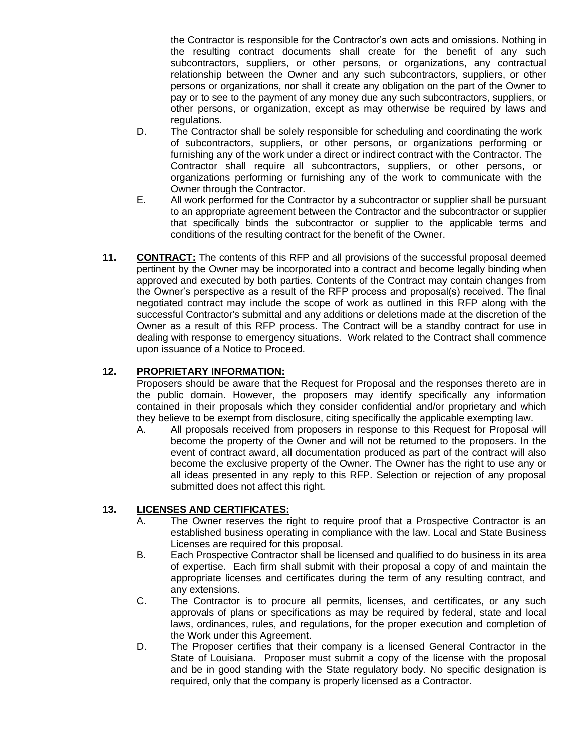the Contractor is responsible for the Contractor's own acts and omissions. Nothing in the resulting contract documents shall create for the benefit of any such subcontractors, suppliers, or other persons, or organizations, any contractual relationship between the Owner and any such subcontractors, suppliers, or other persons or organizations, nor shall it create any obligation on the part of the Owner to pay or to see to the payment of any money due any such subcontractors, suppliers, or other persons, or organization, except as may otherwise be required by laws and regulations.

D. The Contractor shall be solely responsible for scheduling and coordinating the work of subcontractors, suppliers, or other persons, or organizations performing or furnishing any of the work under a direct or indirect contract with the Contractor. The Contractor shall require all subcontractors, suppliers, or other persons, or organizations performing or furnishing any of the work to communicate with the Owner through the Contractor.

E. All work performed for the Contractor by a subcontractor or supplier shall be pursuant to an appropriate agreement between the Contractor and the subcontractor or supplier that specifically binds the subcontractor or supplier to the applicable terms and conditions of the resulting contract for the benefit of the Owner.

**11. CONTRACT:** The contents of this RFP and all provisions of the successful proposal deemed pertinent by the Owner may be incorporated into a contract and become legally binding when approved and executed by both parties. Contents of the Contract may contain changes from the Owner's perspective as a result of the RFP process and proposal(s) received. The final negotiated contract may include the scope of work as outlined in this RFP along with the successful Contractor's submittal and any additions or deletions made at the discretion of the Owner as a result of this RFP process. The Contract will be a standby contract for use in dealing with response to emergency situations. Work related to the Contract shall commence upon issuance of a Notice to Proceed.

**12. PROPRIETARY INFORMATION:**

Proposers should be aware that the Request for Proposal and the responses thereto are in the public domain. However, the proposers may identify specifically any information contained in their proposals which they consider confidential and/or proprietary and which they believe to be exempt from disclosure, citing specifically the applicable exempting law.

A. All proposals received from proposers in response to this Request for Proposal will become the property of the Owner and will not be returned to the proposers. In the event of contract award, all documentation produced as part of the contract will also become the exclusive property of the Owner. The Owner has the right to use any or all ideas presented in any reply to this RFP. Selection or rejection of any proposal submitted does not affect this right.

**13. LICENSES AND CERTIFICATES:**

A. The Owner reserves the right to require proof that a Prospective Contractor is an established business operating in compliance with the law. Local and State Business Licenses are required for this proposal.

B. Each Prospective Contractor shall be licensed and qualified to do business in its area of expertise. Each firm shall submit with their proposal a copy of and maintain the appropriate licenses and certificates during the term of any resulting contract, and any extensions.

C. The Contractor is to procure all permits, licenses, and certificates, or any such approvals of plans or specifications as may be required by federal, state and local laws, ordinances, rules, and regulations, for the proper execution and completion of the Work under this Agreement.

D. The Proposer certifies that their company is a licensed General Contractor in the State of Louisiana. Proposer must submit a copy of the license with the proposal and be in good standing with the State regulatory body. No specific designation is required, only that the company is properly licensed as a Contractor.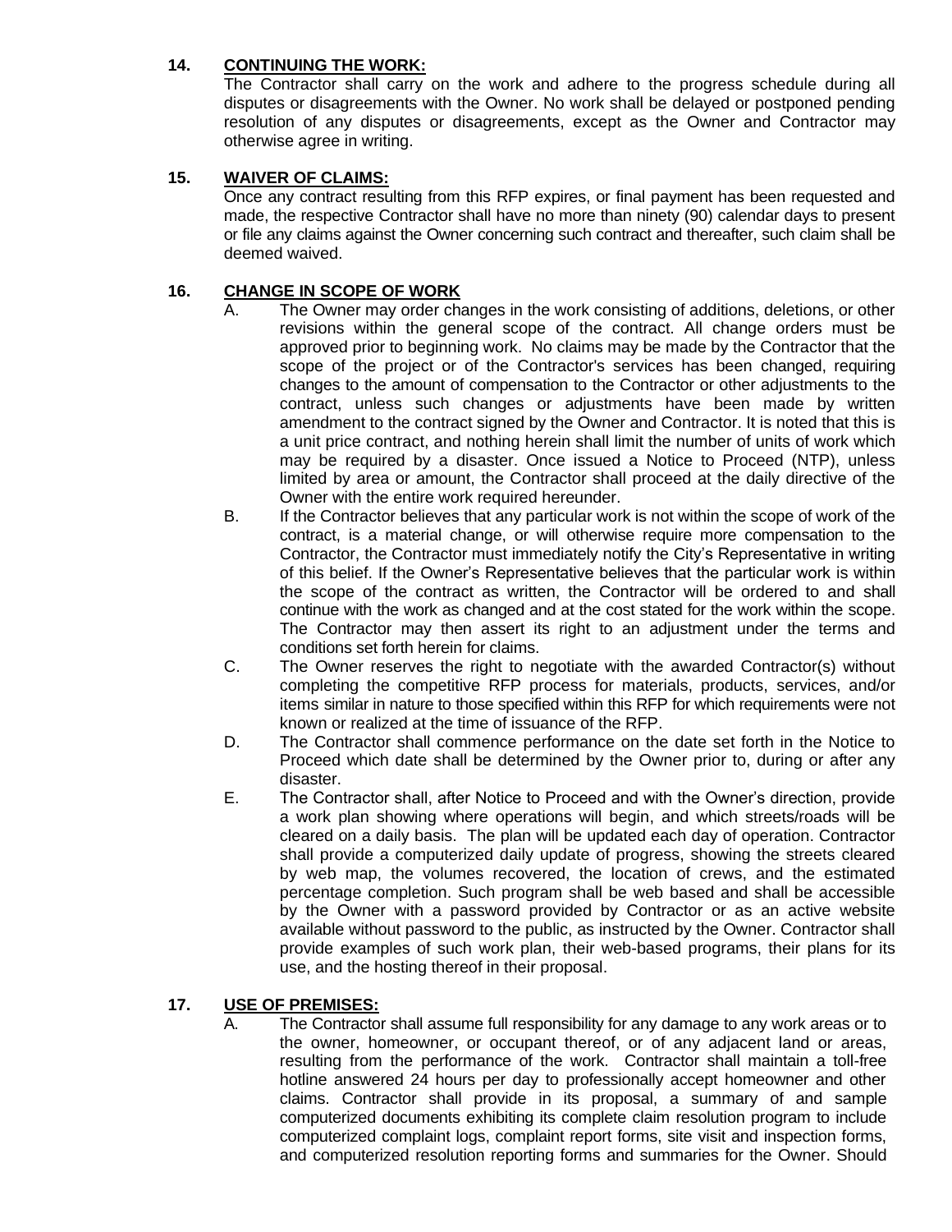## 14. CONTINUING THE WORK:

The Contractor shall carry on the work and adhere to the progress schedule during all disputes or disagreements with the Owner. No work shall be delayed or postponed pending resolution of any disputes or disagreements, except as the Owner and Contractor may otherwise agree in writing.

## 15. WAIVER OF CLAIMS:

Once any contract resulting from this RFP expires, or final payment has been requested and made, the respective Contractor shall have no more than ninety (90) calendar days to present or file any claims against the Owner concerning such contract and thereafter, such claim shall be deemed waived.

## 16. CHANGE IN SCOPE OF WORK

A. The Owner may order changes in the work consisting of additions, deletions, or other revisions within the general scope of the contract. All change orders must be approved prior to beginning work. No claims may be made by the Contractor that the scope of the project or of the Contractor's services has been changed, requiring changes to the amount of compensation to the Contractor or other adjustments to the contract, unless such changes or adjustments have been made by written amendment to the contract signed by the Owner and Contractor. It is noted that this is a unit price contract, and nothing herein shall limit the number of units of work which may be required by a disaster. Once issued a Notice to Proceed (NTP), unless limited by area or amount, the Contractor shall proceed at the daily directive of the Owner with the entire work required hereunder.

B. If the Contractor believes that any particular work is not within the scope of work of the contract, is a material change, or will otherwise require more compensation to the Contractor, the Contractor must immediately notify the City's Representative in writing of this belief. If the Owner's Representative believes that the particular work is within the scope of the contract as written, the Contractor will be ordered to and shall continue with the work as changed and at the cost stated for the work within the scope. The Contractor may then assert its right to an adjustment under the terms and conditions set forth herein for claims.

C. The Owner reserves the right to negotiate with the awarded Contractor(s) without completing the competitive RFP process for materials, products, services, and/or items similar in nature to those specified within this RFP for which requirements were not known or realized at the time of issuance of the RFP.

D. The Contractor shall commence performance on the date set forth in the Notice to Proceed which date shall be determined by the Owner prior to, during or after any disaster.

E. The Contractor shall, after Notice to Proceed and with the Owner's direction, provide a work plan showing where operations will begin, and which streets/roads will be cleared on a daily basis. The plan will be updated each day of operation. Contractor shall provide a computerized daily update of progress, showing the streets cleared by web map, the volumes recovered, the location of crews, and the estimated percentage completion. Such program shall be web based and shall be accessible by the Owner with a password provided by Contractor or as an active website available without password to the public, as instructed by the Owner. Contractor shall provide examples of such work plan, their web-based programs, their plans for its use, and the hosting thereof in their proposal.

## 17. USE OF PREMISES:

A. The Contractor shall assume full responsibility for any damage to any work areas or to the owner, homeowner, or occupant thereof, or of any adjacent land or areas, resulting from the performance of the work. Contractor shall maintain a toll-free hotline answered 24 hours per day to professionally accept homeowner and other claims. Contractor shall provide in its proposal, a summary of and sample computerized documents exhibiting its complete claim resolution program to include computerized complaint logs, complaint report forms, site visit and inspection forms, and computerized resolution reporting forms and summaries for the Owner. Should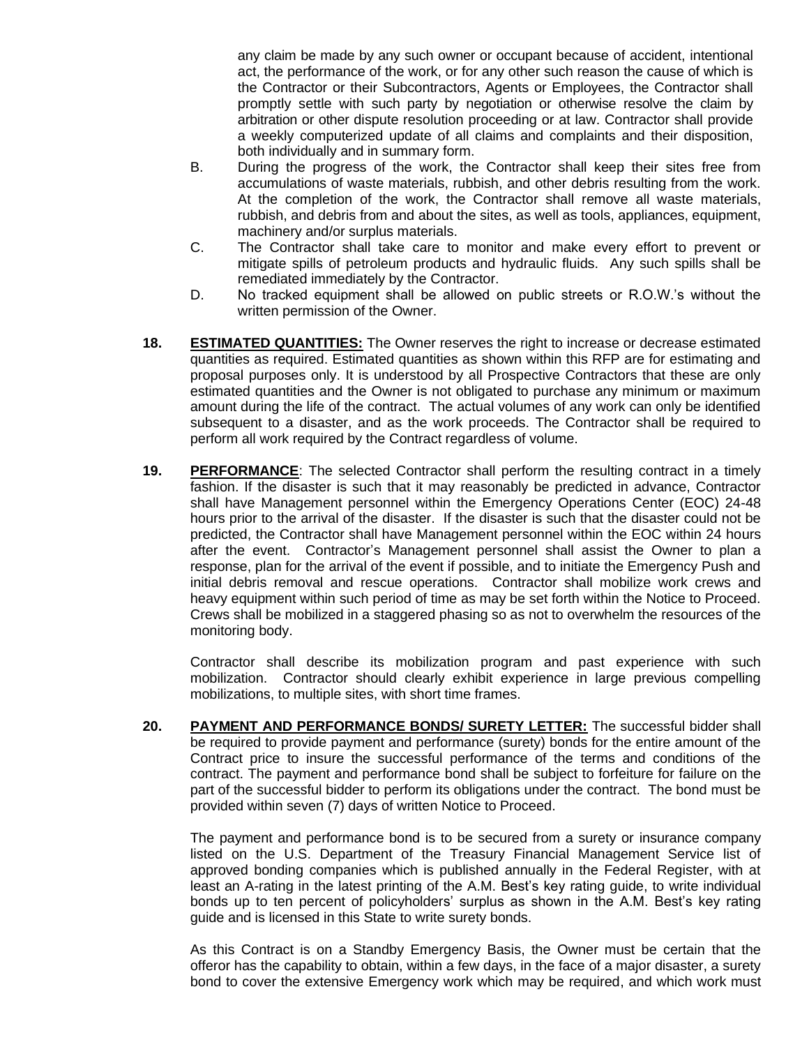any claim be made by any such owner or occupant because of accident, intentional act, the performance of the work, or for any other such reason the cause of which is the Contractor or their Subcontractors, Agents or Employees, the Contractor shall promptly settle with such party by negotiation or otherwise resolve the claim by arbitration or other dispute resolution proceeding or at law. Contractor shall provide a weekly computerized update of all claims and complaints and their disposition, both individually and in summary form.

B. During the progress of the work, the Contractor shall keep their sites free from accumulations of waste materials, rubbish, and other debris resulting from the work. At the completion of the work, the Contractor shall remove all waste materials, rubbish, and debris from and about the sites, as well as tools, appliances, equipment, machinery and/or surplus materials.

C. The Contractor shall take care to monitor and make every effort to prevent or mitigate spills of petroleum products and hydraulic fluids. Any such spills shall be remediated immediately by the Contractor.

D. No tracked equipment shall be allowed on public streets or R.O.W.'s without the written permission of the Owner.

**18. ESTIMATED QUANTITIES:** The Owner reserves the right to increase or decrease estimated quantities as required. Estimated quantities as shown within this RFP are for estimating and proposal purposes only. It is understood by all Prospective Contractors that these are only estimated quantities and the Owner is not obligated to purchase any minimum or maximum amount during the life of the contract. The actual volumes of any work can only be identified subsequent to a disaster, and as the work proceeds. The Contractor shall be required to perform all work required by the Contract regardless of volume.

**19. PERFORMANCE**: The selected Contractor shall perform the resulting contract in a timely fashion. If the disaster is such that it may reasonably be predicted in advance, Contractor shall have Management personnel within the Emergency Operations Center (EOC) 24-48 hours prior to the arrival of the disaster. If the disaster is such that the disaster could not be predicted, the Contractor shall have Management personnel within the EOC within 24 hours after the event. Contractor's Management personnel shall assist the Owner to plan a response, plan for the arrival of the event if possible, and to initiate the Emergency Push and initial debris removal and rescue operations. Contractor shall mobilize work crews and heavy equipment within such period of time as may be set forth within the Notice to Proceed. Crews shall be mobilized in a staggered phasing so as not to overwhelm the resources of the monitoring body.

Contractor shall describe its mobilization program and past experience with such mobilization. Contractor should clearly exhibit experience in large previous compelling mobilizations, to multiple sites, with short time frames.

**20. PAYMENT AND PERFORMANCE BONDS/ SURETY LETTER:** The successful bidder shall be required to provide payment and performance (surety) bonds for the entire amount of the Contract price to insure the successful performance of the terms and conditions of the contract. The payment and performance bond shall be subject to forfeiture for failure on the part of the successful bidder to perform its obligations under the contract. The bond must be provided within seven (7) days of written Notice to Proceed.

The payment and performance bond is to be secured from a surety or insurance company listed on the U.S. Department of the Treasury Financial Management Service list of approved bonding companies which is published annually in the Federal Register, with at least an A-rating in the latest printing of the A.M. Best's key rating guide, to write individual bonds up to ten percent of policyholders' surplus as shown in the A.M. Best's key rating guide and is licensed in this State to write surety bonds.

As this Contract is on a Standby Emergency Basis, the Owner must be certain that the offeror has the capability to obtain, within a few days, in the face of a major disaster, a surety bond to cover the extensive Emergency work which may be required, and which work must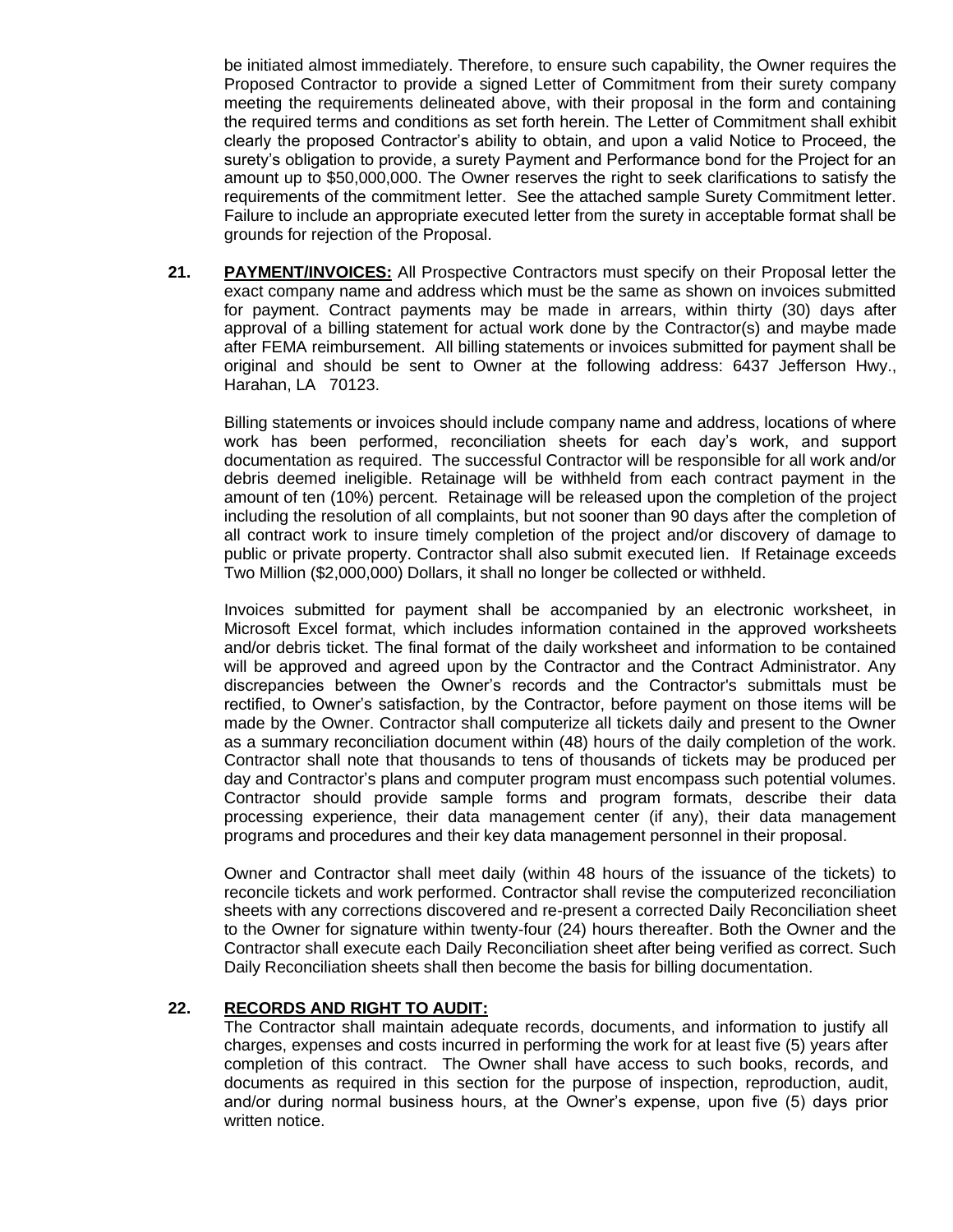be initiated almost immediately. Therefore, to ensure such capability, the Owner requires the Proposed Contractor to provide a signed Letter of Commitment from their surety company meeting the requirements delineated above, with their proposal in the form and containing the required terms and conditions as set forth herein. The Letter of Commitment shall exhibit clearly the proposed Contractor's ability to obtain, and upon a valid Notice to Proceed, the surety's obligation to provide, a surety Payment and Performance bond for the Project for an amount up to $50,000,000. The Owner reserves the right to seek clarifications to satisfy the requirements of the commitment letter. See the attached sample Surety Commitment letter. Failure to include an appropriate executed letter from the surety in acceptable format shall be grounds for rejection of the Proposal.

**21. PAYMENT/INVOICES:** All Prospective Contractors must specify on their Proposal letter the exact company name and address which must be the same as shown on invoices submitted for payment. Contract payments may be made in arrears, within thirty (30) days after approval of a billing statement for actual work done by the Contractor(s) and maybe made after FEMA reimbursement. All billing statements or invoices submitted for payment shall be original and should be sent to Owner at the following address: 6437 Jefferson Hwy., Harahan, LA 70123.

Billing statements or invoices should include company name and address, locations of where work has been performed, reconciliation sheets for each day's work, and support documentation as required. The successful Contractor will be responsible for all work and/or debris deemed ineligible. Retainage will be withheld from each contract payment in the amount of ten (10%) percent. Retainage will be released upon the completion of the project including the resolution of all complaints, but not sooner than 90 days after the completion of all contract work to insure timely completion of the project and/or discovery of damage to public or private property. Contractor shall also submit executed lien. If Retainage exceeds Two Million ($2,000,000) Dollars, it shall no longer be collected or withheld.

Invoices submitted for payment shall be accompanied by an electronic worksheet, in Microsoft Excel format, which includes information contained in the approved worksheets and/or debris ticket. The final format of the daily worksheet and information to be contained will be approved and agreed upon by the Contractor and the Contract Administrator. Any discrepancies between the Owner's records and the Contractor's submittals must be rectified, to Owner's satisfaction, by the Contractor, before payment on those items will be made by the Owner. Contractor shall computerize all tickets daily and present to the Owner as a summary reconciliation document within (48) hours of the daily completion of the work. Contractor shall note that thousands to tens of thousands of tickets may be produced per day and Contractor's plans and computer program must encompass such potential volumes. Contractor should provide sample forms and program formats, describe their data processing experience, their data management center (if any), their data management programs and procedures and their key data management personnel in their proposal.

Owner and Contractor shall meet daily (within 48 hours of the issuance of the tickets) to reconcile tickets and work performed. Contractor shall revise the computerized reconciliation sheets with any corrections discovered and re-present a corrected Daily Reconciliation sheet to the Owner for signature within twenty-four (24) hours thereafter. Both the Owner and the Contractor shall execute each Daily Reconciliation sheet after being verified as correct. Such Daily Reconciliation sheets shall then become the basis for billing documentation.

**22. RECORDS AND RIGHT TO AUDIT:**

The Contractor shall maintain adequate records, documents, and information to justify all charges, expenses and costs incurred in performing the work for at least five (5) years after completion of this contract. The Owner shall have access to such books, records, and documents as required in this section for the purpose of inspection, reproduction, audit, and/or during normal business hours, at the Owner's expense, upon five (5) days prior written notice.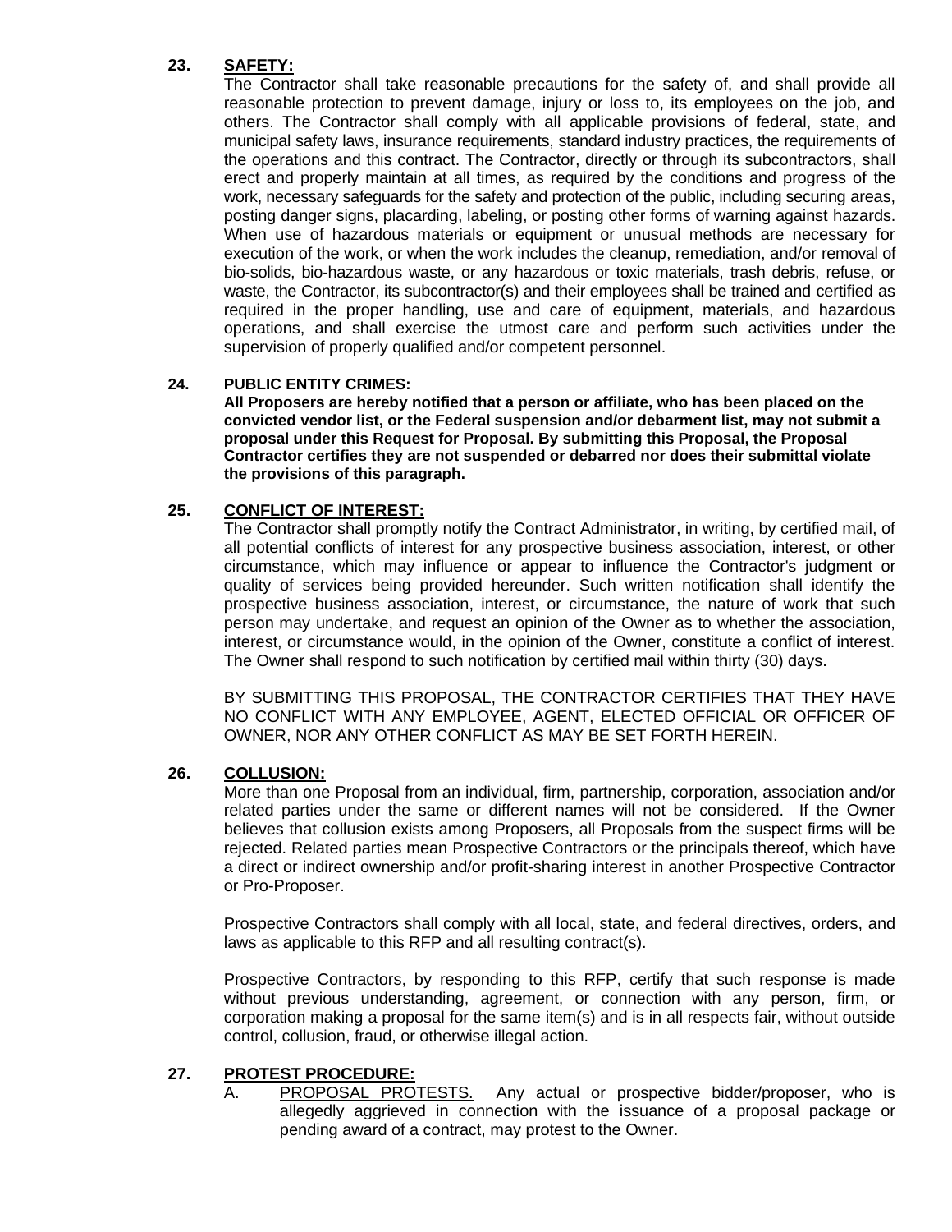**23. SAFETY:**

The Contractor shall take reasonable precautions for the safety of, and shall provide all reasonable protection to prevent damage, injury or loss to, its employees on the job, and others. The Contractor shall comply with all applicable provisions of federal, state, and municipal safety laws, insurance requirements, standard industry practices, the requirements of the operations and this contract. The Contractor, directly or through its subcontractors, shall erect and properly maintain at all times, as required by the conditions and progress of the work, necessary safeguards for the safety and protection of the public, including securing areas, posting danger signs, placarding, labeling, or posting other forms of warning against hazards. When use of hazardous materials or equipment or unusual methods are necessary for execution of the work, or when the work includes the cleanup, remediation, and/or removal of bio-solids, bio-hazardous waste, or any hazardous or toxic materials, trash debris, refuse, or waste, the Contractor, its subcontractor(s) and their employees shall be trained and certified as required in the proper handling, use and care of equipment, materials, and hazardous operations, and shall exercise the utmost care and perform such activities under the supervision of properly qualified and/or competent personnel.

**24. PUBLIC ENTITY CRIMES:**

**All Proposers are hereby notified that a person or affiliate, who has been placed on the convicted vendor list, or the Federal suspension and/or debarment list, may not submit a proposal under this Request for Proposal. By submitting this Proposal, the Proposal Contractor certifies they are not suspended or debarred nor does their submittal violate the provisions of this paragraph.**

**25. CONFLICT OF INTEREST:**

The Contractor shall promptly notify the Contract Administrator, in writing, by certified mail, of all potential conflicts of interest for any prospective business association, interest, or other circumstance, which may influence or appear to influence the Contractor's judgment or quality of services being provided hereunder. Such written notification shall identify the prospective business association, interest, or circumstance, the nature of work that such person may undertake, and request an opinion of the Owner as to whether the association, interest, or circumstance would, in the opinion of the Owner, constitute a conflict of interest. The Owner shall respond to such notification by certified mail within thirty (30) days.

BY SUBMITTING THIS PROPOSAL, THE CONTRACTOR CERTIFIES THAT THEY HAVE NO CONFLICT WITH ANY EMPLOYEE, AGENT, ELECTED OFFICIAL OR OFFICER OF OWNER, NOR ANY OTHER CONFLICT AS MAY BE SET FORTH HEREIN.

**26. COLLUSION:**

More than one Proposal from an individual, firm, partnership, corporation, association and/or related parties under the same or different names will not be considered. If the Owner believes that collusion exists among Proposers, all Proposals from the suspect firms will be rejected. Related parties mean Prospective Contractors or the principals thereof, which have a direct or indirect ownership and/or profit-sharing interest in another Prospective Contractor or Pro-Proposer.

Prospective Contractors shall comply with all local, state, and federal directives, orders, and laws as applicable to this RFP and all resulting contract(s).

Prospective Contractors, by responding to this RFP, certify that such response is made without previous understanding, agreement, or connection with any person, firm, or corporation making a proposal for the same item(s) and is in all respects fair, without outside control, collusion, fraud, or otherwise illegal action.

**27. PROTEST PROCEDURE:**

A. PROPOSAL PROTESTS. Any actual or prospective bidder/proposer, who is allegedly aggrieved in connection with the issuance of a proposal package or pending award of a contract, may protest to the Owner.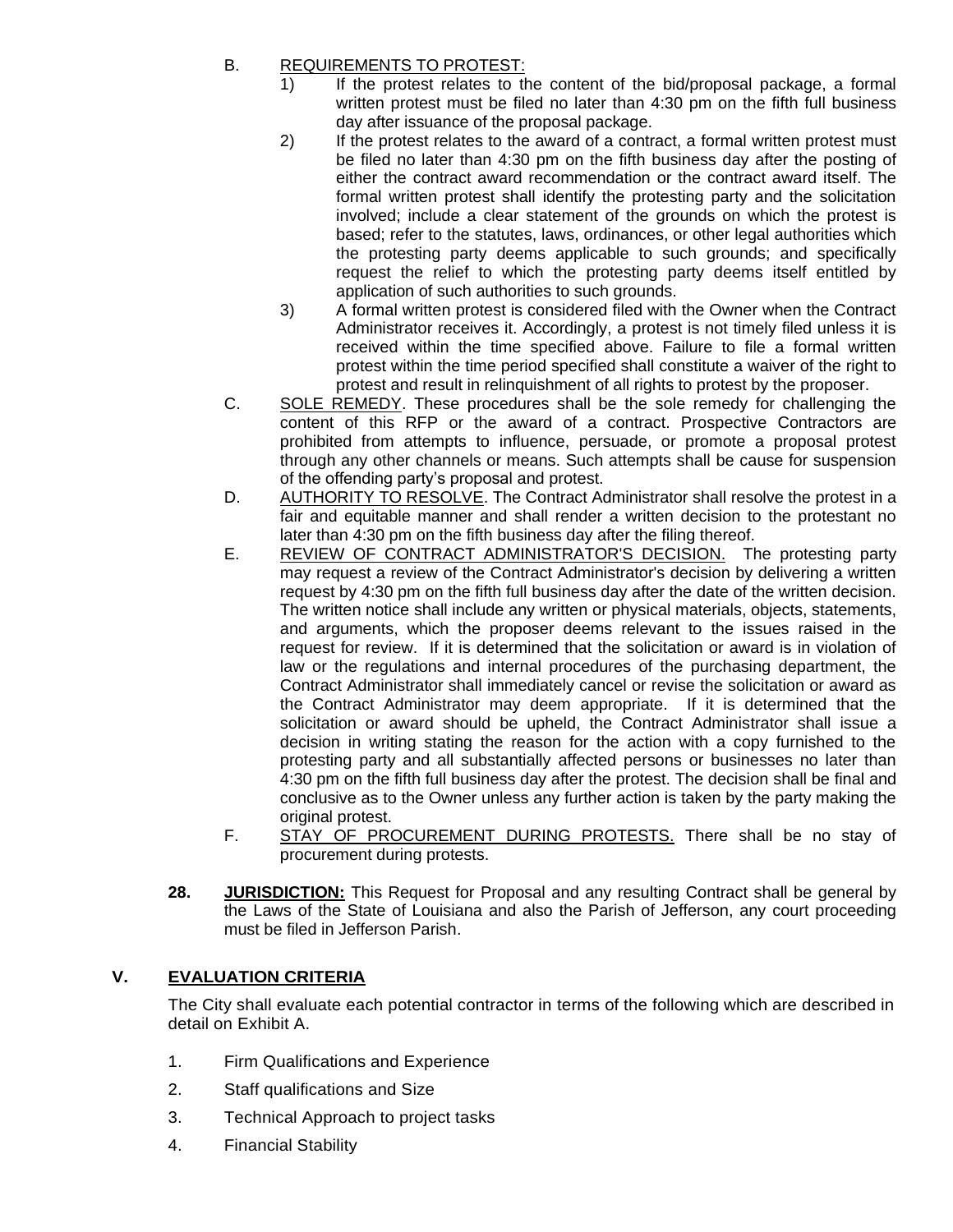B. <u>REQUIREMENTS TO PROTEST:</u>

1) If the protest relates to the content of the bid/proposal package, a formal written protest must be filed no later than 4:30 pm on the fifth full business day after issuance of the proposal package.
2) If the protest relates to the award of a contract, a formal written protest must be filed no later than 4:30 pm on the fifth business day after the posting of either the contract award recommendation or the contract award itself. The formal written protest shall identify the protesting party and the solicitation involved; include a clear statement of the grounds on which the protest is based; refer to the statutes, laws, ordinances, or other legal authorities which the protesting party deems applicable to such grounds; and specifically request the relief to which the protesting party deems itself entitled by application of such authorities to such grounds.
3) A formal written protest is considered filed with the Owner when the Contract Administrator receives it. Accordingly, a protest is not timely filed unless it is received within the time specified above. Failure to file a formal written protest within the time period specified shall constitute a waiver of the right to protest and result in relinquishment of all rights to protest by the proposer.

C. <u>SOLE REMEDY</u>. These procedures shall be the sole remedy for challenging the content of this RFP or the award of a contract. Prospective Contractors are prohibited from attempts to influence, persuade, or promote a proposal protest through any other channels or means. Such attempts shall be cause for suspension of the offending party's proposal and protest.

D. <u>AUTHORITY TO RESOLVE</u>. The Contract Administrator shall resolve the protest in a fair and equitable manner and shall render a written decision to the protestant no later than 4:30 pm on the fifth business day after the filing thereof.

E. <u>REVIEW OF CONTRACT ADMINISTRATOR'S DECISION.</u> The protesting party may request a review of the Contract Administrator's decision by delivering a written request by 4:30 pm on the fifth full business day after the date of the written decision. The written notice shall include any written or physical materials, objects, statements, and arguments, which the proposer deems relevant to the issues raised in the request for review. If it is determined that the solicitation or award is in violation of law or the regulations and internal procedures of the purchasing department, the Contract Administrator shall immediately cancel or revise the solicitation or award as the Contract Administrator may deem appropriate. If it is determined that the solicitation or award should be upheld, the Contract Administrator shall issue a decision in writing stating the reason for the action with a copy furnished to the protesting party and all substantially affected persons or businesses no later than 4:30 pm on the fifth full business day after the protest. The decision shall be final and conclusive as to the Owner unless any further action is taken by the party making the original protest.

F. <u>STAY OF PROCUREMENT DURING PROTESTS.</u> There shall be no stay of procurement during protests.

**28. <u>JURISDICTION:</u>** This Request for Proposal and any resulting Contract shall be general by the Laws of the State of Louisiana and also the Parish of Jefferson, any court proceeding must be filed in Jefferson Parish.

## V. <u>EVALUATION CRITERIA</u>

The City shall evaluate each potential contractor in terms of the following which are described in detail on Exhibit A.

1. Firm Qualifications and Experience
2. Staff qualifications and Size
3. Technical Approach to project tasks
4. Financial Stability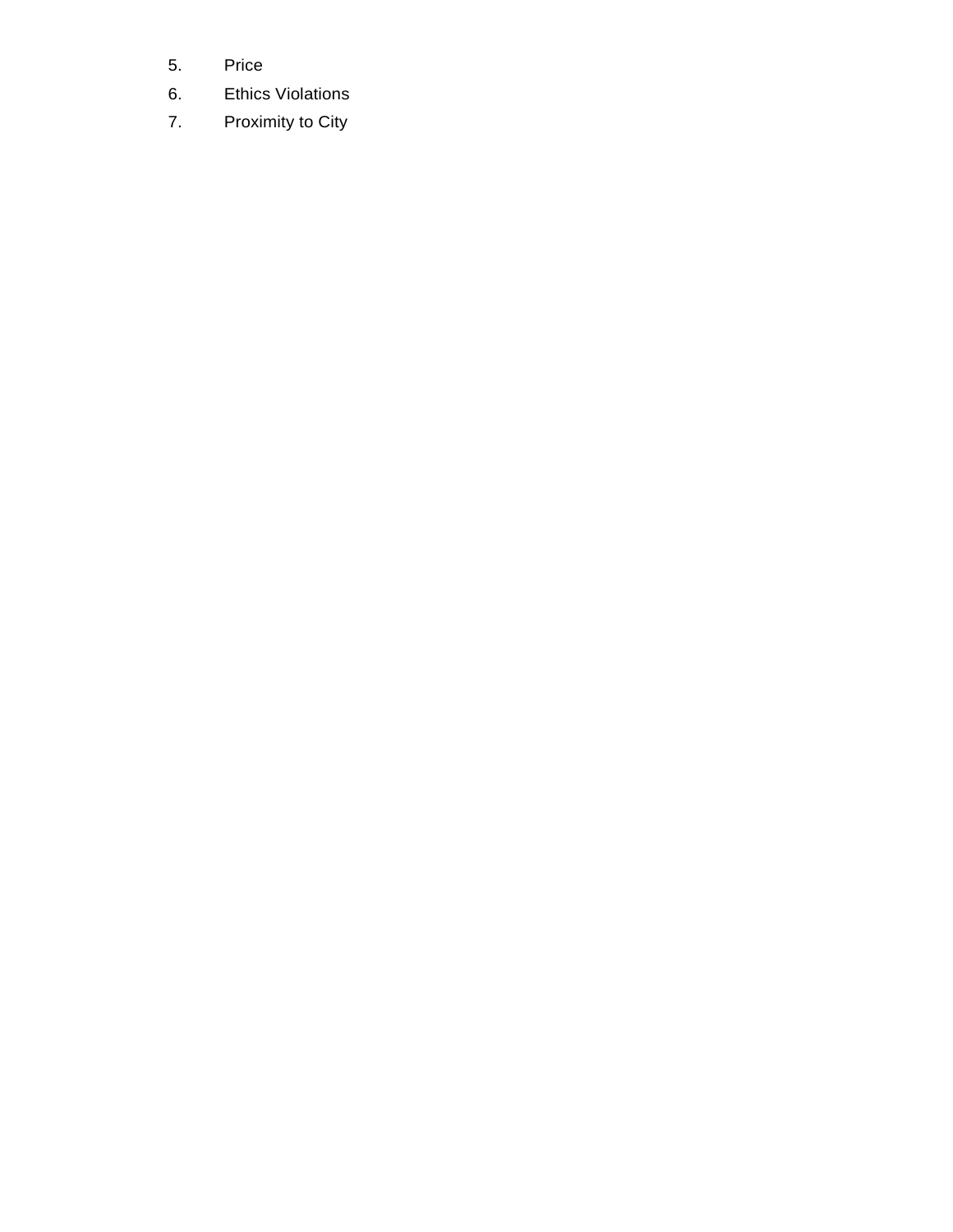5. Price
6. Ethics Violations
7. Proximity to City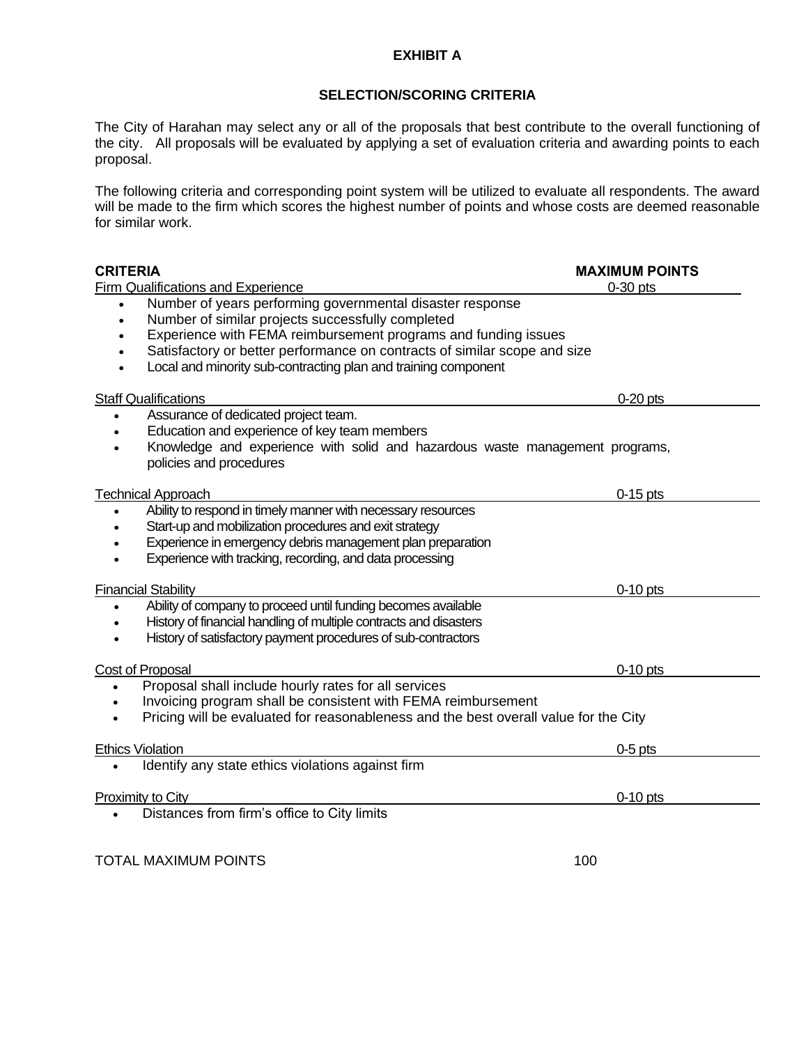# EXHIBIT A

## SELECTION/SCORING CRITERIA

The City of Harahan may select any or all of the proposals that best contribute to the overall functioning of the city. All proposals will be evaluated by applying a set of evaluation criteria and awarding points to each proposal.

The following criteria and corresponding point system will be utilized to evaluate all respondents. The award will be made to the firm which scores the highest number of points and whose costs are deemed reasonable for similar work.

| **CRITERIA** | **MAXIMUM POINTS** |
|---|---|
| Firm Qualifications and Experience | 0-30 pts |

- Number of years performing governmental disaster response
- Number of similar projects successfully completed
- Experience with FEMA reimbursement programs and funding issues
- Satisfactory or better performance on contracts of similar scope and size
- Local and minority sub-contracting plan and training component

| | |
|---|---|
| Staff Qualifications | 0-20 pts |

- Assurance of dedicated project team.
- Education and experience of key team members
- Knowledge and experience with solid and hazardous waste management programs, policies and procedures

| | |
|---|---|
| Technical Approach | 0-15 pts |

- Ability to respond in timely manner with necessary resources
- Start-up and mobilization procedures and exit strategy
- Experience in emergency debris management plan preparation
- Experience with tracking, recording, and data processing

| | |
|---|---|
| Financial Stability | 0-10 pts |

- Ability of company to proceed until funding becomes available
- History of financial handling of multiple contracts and disasters
- History of satisfactory payment procedures of sub-contractors

| | |
|---|---|
| Cost of Proposal | 0-10 pts |

- Proposal shall include hourly rates for all services
- Invoicing program shall be consistent with FEMA reimbursement
- Pricing will be evaluated for reasonableness and the best overall value for the City

| | |
|---|---|
| Ethics Violation | 0-5 pts |

- Identify any state ethics violations against firm

| | |
|---|---|
| Proximity to City | 0-10 pts |

- Distances from firm's office to City limits

TOTAL MAXIMUM POINTS 100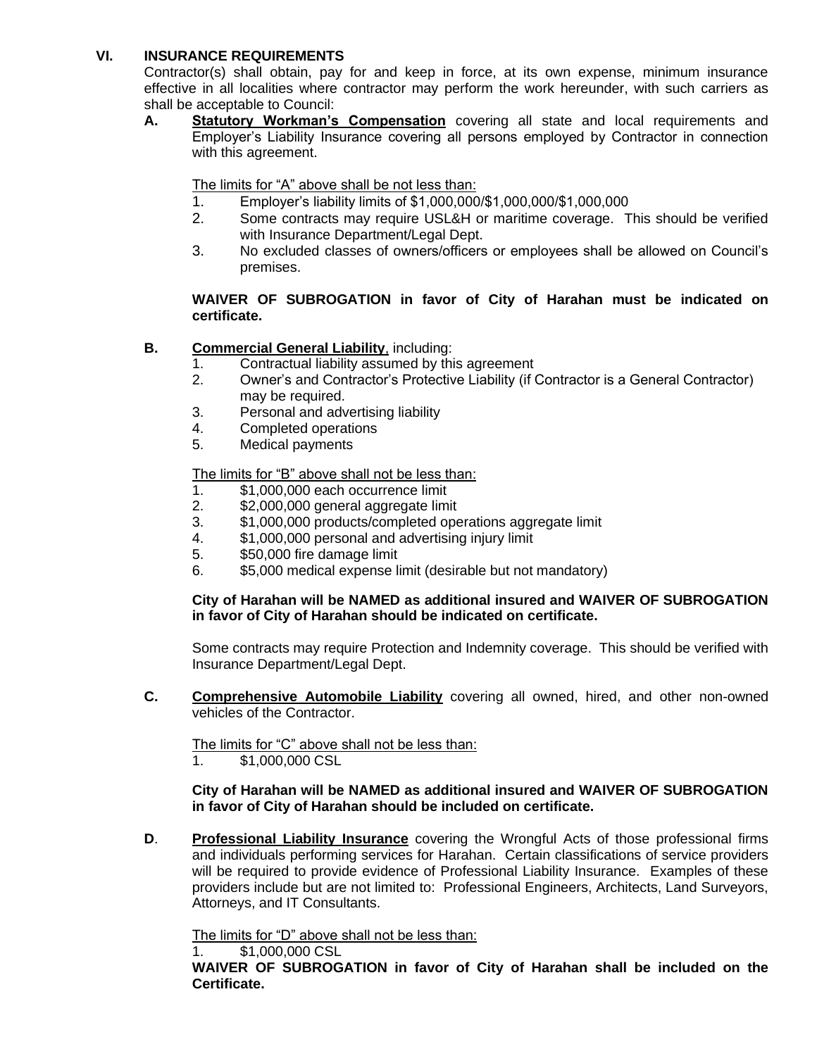## VI. INSURANCE REQUIREMENTS

Contractor(s) shall obtain, pay for and keep in force, at its own expense, minimum insurance effective in all localities where contractor may perform the work hereunder, with such carriers as shall be acceptable to Council:

**A. <u>Statutory Workman's Compensation</u>** covering all state and local requirements and Employer's Liability Insurance covering all persons employed by Contractor in connection with this agreement.

<u>The limits for "A" above shall be not less than:</u>

1. Employer's liability limits of $1,000,000/$1,000,000/$1,000,000
2. Some contracts may require USL&H or maritime coverage. This should be verified with Insurance Department/Legal Dept.
3. No excluded classes of owners/officers or employees shall be allowed on Council's premises.

**WAIVER OF SUBROGATION in favor of City of Harahan must be indicated on certificate.**

**B. <u>Commercial General Liability</u>**, including:

1. Contractual liability assumed by this agreement
2. Owner's and Contractor's Protective Liability (if Contractor is a General Contractor) may be required.
3. Personal and advertising liability
4. Completed operations
5. Medical payments

<u>The limits for "B" above shall not be less than:</u>

1. $1,000,000 each occurrence limit
2. $2,000,000 general aggregate limit
3. $1,000,000 products/completed operations aggregate limit
4. $1,000,000 personal and advertising injury limit
5. $50,000 fire damage limit
6. $5,000 medical expense limit (desirable but not mandatory)

**City of Harahan will be NAMED as additional insured and WAIVER OF SUBROGATION in favor of City of Harahan should be indicated on certificate.**

Some contracts may require Protection and Indemnity coverage. This should be verified with Insurance Department/Legal Dept.

**C. <u>Comprehensive Automobile Liability</u>** covering all owned, hired, and other non-owned vehicles of the Contractor.

<u>The limits for "C" above shall not be less than:</u>

1. $1,000,000 CSL

**City of Harahan will be NAMED as additional insured and WAIVER OF SUBROGATION in favor of City of Harahan should be included on certificate.**

**D. <u>Professional Liability Insurance</u>** covering the Wrongful Acts of those professional firms and individuals performing services for Harahan. Certain classifications of service providers will be required to provide evidence of Professional Liability Insurance. Examples of these providers include but are not limited to: Professional Engineers, Architects, Land Surveyors, Attorneys, and IT Consultants.

<u>The limits for "D" above shall not be less than:</u>

1. $1,000,000 CSL

**WAIVER OF SUBROGATION in favor of City of Harahan shall be included on the Certificate.**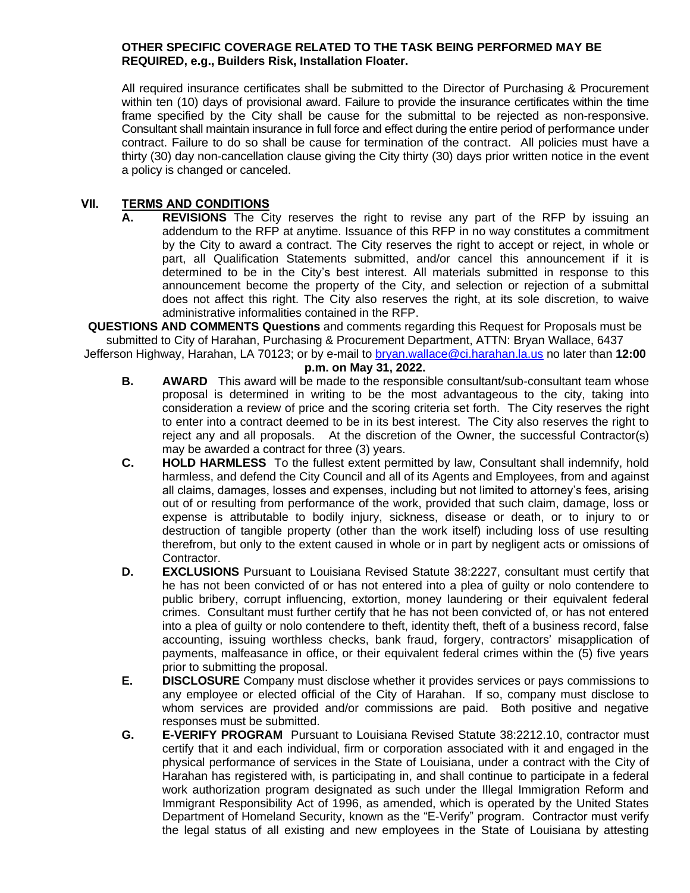**OTHER SPECIFIC COVERAGE RELATED TO THE TASK BEING PERFORMED MAY BE REQUIRED, e.g., Builders Risk, Installation Floater.**

All required insurance certificates shall be submitted to the Director of Purchasing & Procurement within ten (10) days of provisional award. Failure to provide the insurance certificates within the time frame specified by the City shall be cause for the submittal to be rejected as non-responsive. Consultant shall maintain insurance in full force and effect during the entire period of performance under contract. Failure to do so shall be cause for termination of the contract. All policies must have a thirty (30) day non-cancellation clause giving the City thirty (30) days prior written notice in the event a policy is changed or canceled.

## VII. TERMS AND CONDITIONS

**A. REVISIONS** The City reserves the right to revise any part of the RFP by issuing an addendum to the RFP at anytime. Issuance of this RFP in no way constitutes a commitment by the City to award a contract. The City reserves the right to accept or reject, in whole or part, all Qualification Statements submitted, and/or cancel this announcement if it is determined to be in the City's best interest. All materials submitted in response to this announcement become the property of the City, and selection or rejection of a submittal does not affect this right. The City also reserves the right, at its sole discretion, to waive administrative informalities contained in the RFP.

**QUESTIONS AND COMMENTS Questions** and comments regarding this Request for Proposals must be submitted to City of Harahan, Purchasing & Procurement Department, ATTN: Bryan Wallace, 6437 Jefferson Highway, Harahan, LA 70123; or by e-mail to bryan.wallace@ci.harahan.la.us no later than **12:00 p.m. on May 31, 2022.**

**B. AWARD** This award will be made to the responsible consultant/sub-consultant team whose proposal is determined in writing to be the most advantageous to the city, taking into consideration a review of price and the scoring criteria set forth. The City reserves the right to enter into a contract deemed to be in its best interest. The City also reserves the right to reject any and all proposals. At the discretion of the Owner, the successful Contractor(s) may be awarded a contract for three (3) years.

**C. HOLD HARMLESS** To the fullest extent permitted by law, Consultant shall indemnify, hold harmless, and defend the City Council and all of its Agents and Employees, from and against all claims, damages, losses and expenses, including but not limited to attorney's fees, arising out of or resulting from performance of the work, provided that such claim, damage, loss or expense is attributable to bodily injury, sickness, disease or death, or to injury to or destruction of tangible property (other than the work itself) including loss of use resulting therefrom, but only to the extent caused in whole or in part by negligent acts or omissions of Contractor.

**D. EXCLUSIONS** Pursuant to Louisiana Revised Statute 38:2227, consultant must certify that he has not been convicted of or has not entered into a plea of guilty or nolo contendere to public bribery, corrupt influencing, extortion, money laundering or their equivalent federal crimes. Consultant must further certify that he has not been convicted of, or has not entered into a plea of guilty or nolo contendere to theft, identity theft, theft of a business record, false accounting, issuing worthless checks, bank fraud, forgery, contractors' misapplication of payments, malfeasance in office, or their equivalent federal crimes within the (5) five years prior to submitting the proposal.

**E. DISCLOSURE** Company must disclose whether it provides services or pays commissions to any employee or elected official of the City of Harahan. If so, company must disclose to whom services are provided and/or commissions are paid. Both positive and negative responses must be submitted.

**G. E-VERIFY PROGRAM** Pursuant to Louisiana Revised Statute 38:2212.10, contractor must certify that it and each individual, firm or corporation associated with it and engaged in the physical performance of services in the State of Louisiana, under a contract with the City of Harahan has registered with, is participating in, and shall continue to participate in a federal work authorization program designated as such under the Illegal Immigration Reform and Immigrant Responsibility Act of 1996, as amended, which is operated by the United States Department of Homeland Security, known as the "E-Verify" program. Contractor must verify the legal status of all existing and new employees in the State of Louisiana by attesting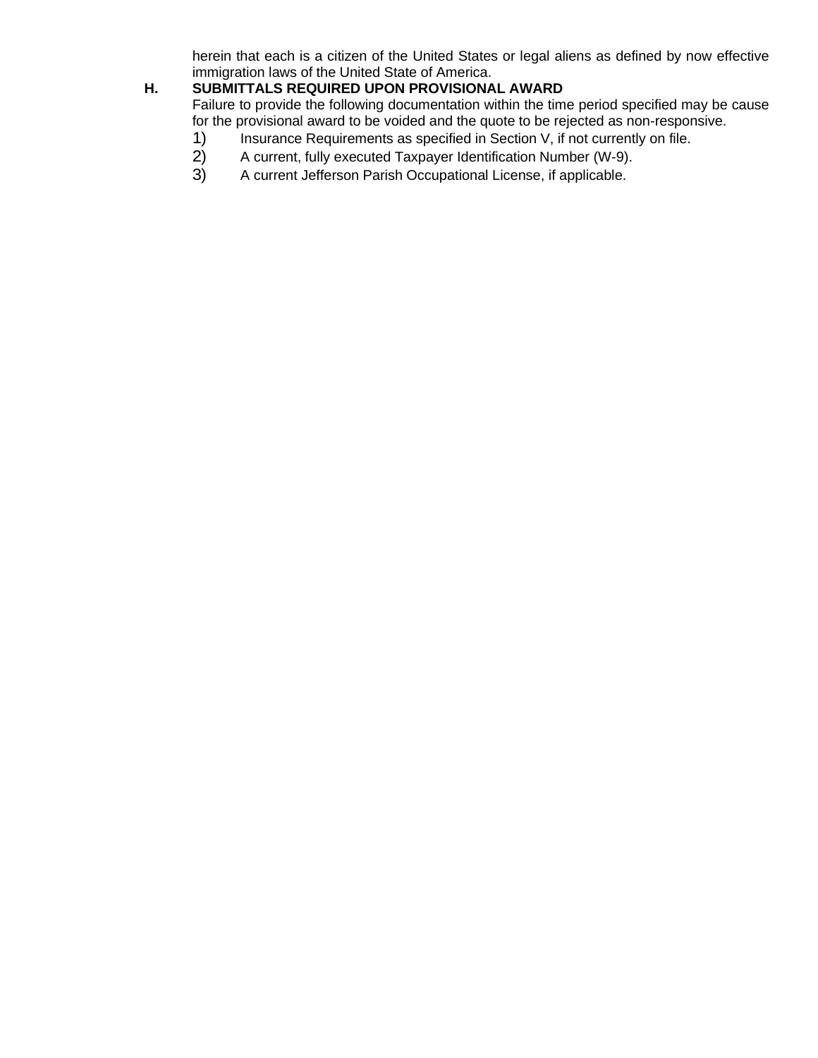herein that each is a citizen of the United States or legal aliens as defined by now effective immigration laws of the United State of America.

**H. SUBMITTALS REQUIRED UPON PROVISIONAL AWARD**

Failure to provide the following documentation within the time period specified may be cause for the provisional award to be voided and the quote to be rejected as non-responsive.

1) Insurance Requirements as specified in Section V, if not currently on file.
2) A current, fully executed Taxpayer Identification Number (W-9).
3) A current Jefferson Parish Occupational License, if applicable.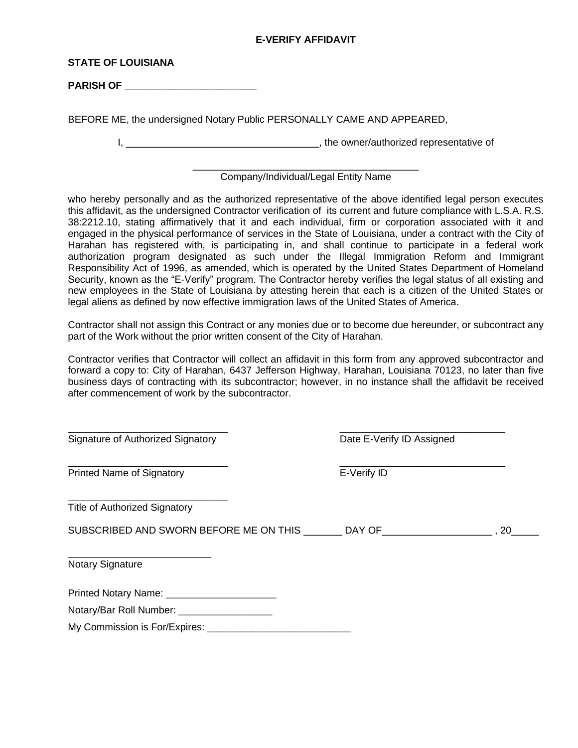# E-VERIFY AFFIDAVIT

**STATE OF LOUISIANA**

**PARISH OF ______________________**

BEFORE ME, the undersigned Notary Public PERSONALLY CAME AND APPEARED,

I, ___________________________________, the owner/authorized representative of

_________________________________________
Company/Individual/Legal Entity Name

who hereby personally and as the authorized representative of the above identified legal person executes this affidavit, as the undersigned Contractor verification of its current and future compliance with L.S.A. R.S. 38:2212.10, stating affirmatively that it and each individual, firm or corporation associated with it and engaged in the physical performance of services in the State of Louisiana, under a contract with the City of Harahan has registered with, is participating in, and shall continue to participate in a federal work authorization program designated as such under the Illegal Immigration Reform and Immigrant Responsibility Act of 1996, as amended, which is operated by the United States Department of Homeland Security, known as the "E-Verify" program. The Contractor hereby verifies the legal status of all existing and new employees in the State of Louisiana by attesting herein that each is a citizen of the United States or legal aliens as defined by now effective immigration laws of the United States of America.

Contractor shall not assign this Contract or any monies due or to become due hereunder, or subcontract any part of the Work without the prior written consent of the City of Harahan.

Contractor verifies that Contractor will collect an affidavit in this form from any approved subcontractor and forward a copy to: City of Harahan, 6437 Jefferson Highway, Harahan, Louisiana 70123, no later than five business days of contracting with its subcontractor; however, in no instance shall the affidavit be received after commencement of work by the subcontractor.

_____________________________
Signature of Authorized Signatory

_____________________________
Date E-Verify ID Assigned

_____________________________
Printed Name of Signatory

_____________________________
E-Verify ID

_____________________________
Title of Authorized Signatory

SUBSCRIBED AND SWORN BEFORE ME ON THIS _______ DAY OF____________________ , 20_____

__________________________
Notary Signature

Printed Notary Name: ____________________

Notary/Bar Roll Number: _________________

My Commission is For/Expires: __________________________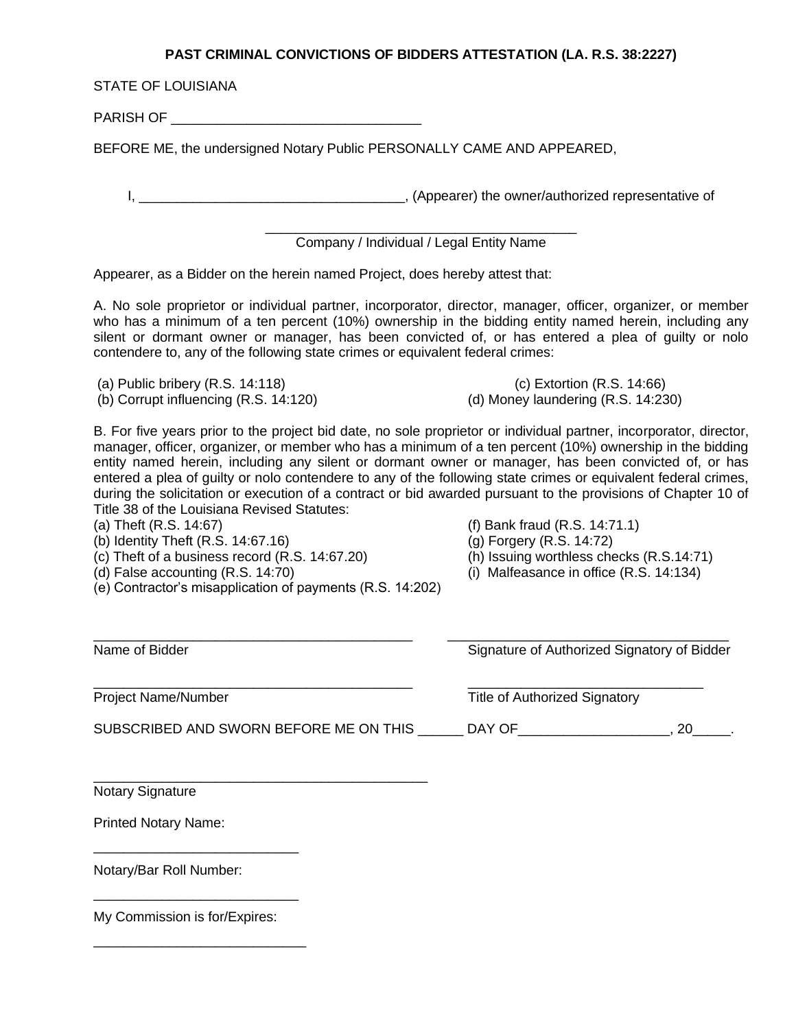**PAST CRIMINAL CONVICTIONS OF BIDDERS ATTESTATION (LA. R.S. 38:2227)**

STATE OF LOUISIANA

PARISH OF ________________________________

BEFORE ME, the undersigned Notary Public PERSONALLY CAME AND APPEARED,

I, ___________________________________, (Appearer) the owner/authorized representative of

_________________________________________
Company / Individual / Legal Entity Name

Appearer, as a Bidder on the herein named Project, does hereby attest that:

A. No sole proprietor or individual partner, incorporator, director, manager, officer, organizer, or member who has a minimum of a ten percent (10%) ownership in the bidding entity named herein, including any silent or dormant owner or manager, has been convicted of, or has entered a plea of guilty or nolo contendere to, any of the following state crimes or equivalent federal crimes:

(a) Public bribery (R.S. 14:118)
(b) Corrupt influencing (R.S. 14:120)
(c) Extortion (R.S. 14:66)
(d) Money laundering (R.S. 14:230)

B. For five years prior to the project bid date, no sole proprietor or individual partner, incorporator, director, manager, officer, organizer, or member who has a minimum of a ten percent (10%) ownership in the bidding entity named herein, including any silent or dormant owner or manager, has been convicted of, or has entered a plea of guilty or nolo contendere to any of the following state crimes or equivalent federal crimes, during the solicitation or execution of a contract or bid awarded pursuant to the provisions of Chapter 10 of Title 38 of the Louisiana Revised Statutes:

(a) Theft (R.S. 14:67)
(b) Identity Theft (R.S. 14:67.16)
(c) Theft of a business record (R.S. 14:67.20)
(d) False accounting (R.S. 14:70)
(e) Contractor's misapplication of payments (R.S. 14:202)
(f) Bank fraud (R.S. 14:71.1)
(g) Forgery (R.S. 14:72)
(h) Issuing worthless checks (R.S.14:71)
(i) Malfeasance in office (R.S. 14:134)

__________________________________________
Name of Bidder

__________________________________________
Signature of Authorized Signatory of Bidder

__________________________________________
Project Name/Number

__________________________________________
Title of Authorized Signatory

SUBSCRIBED AND SWORN BEFORE ME ON THIS ______ DAY OF____________________, 20_____.

____________________________________________
Notary Signature

Printed Notary Name:

___________________________

Notary/Bar Roll Number:

___________________________

My Commission is for/Expires:

____________________________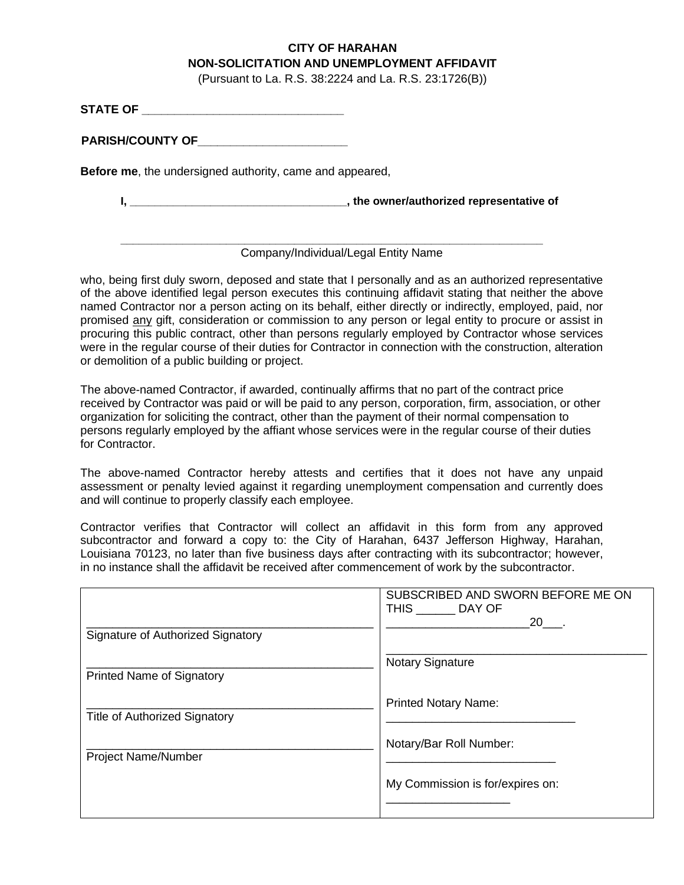**CITY OF HARAHAN**
**NON-SOLICITATION AND UNEMPLOYMENT AFFIDAVIT**
(Pursuant to La. R.S. 38:2224 and La. R.S. 23:1726(B))

**STATE OF ______________________________**

**PARISH/COUNTY OF______________________**

**Before me**, the undersigned authority, came and appeared,

**I, _________________________________, the owner/authorized representative of**

**______________________________________________________________**
Company/Individual/Legal Entity Name

who, being first duly sworn, deposed and state that I personally and as an authorized representative of the above identified legal person executes this continuing affidavit stating that neither the above named Contractor nor a person acting on its behalf, either directly or indirectly, employed, paid, nor promised any gift, consideration or commission to any person or legal entity to procure or assist in procuring this public contract, other than persons regularly employed by Contractor whose services were in the regular course of their duties for Contractor in connection with the construction, alteration or demolition of a public building or project.

The above-named Contractor, if awarded, continually affirms that no part of the contract price received by Contractor was paid or will be paid to any person, corporation, firm, association, or other organization for soliciting the contract, other than the payment of their normal compensation to persons regularly employed by the affiant whose services were in the regular course of their duties for Contractor.

The above-named Contractor hereby attests and certifies that it does not have any unpaid assessment or penalty levied against it regarding unemployment compensation and currently does and will continue to properly classify each employee.

Contractor verifies that Contractor will collect an affidavit in this form from any approved subcontractor and forward a copy to: the City of Harahan, 6437 Jefferson Highway, Harahan, Louisiana 70123, no later than five business days after contracting with its subcontractor; however, in no instance shall the affidavit be received after commencement of work by the subcontractor.

| | |
|---|---|
| ____________________________________________<br>Signature of Authorized Signatory | SUBSCRIBED AND SWORN BEFORE ME ON THIS ______ DAY OF _____________________20___. |
| ____________________________________________<br>Printed Name of Signatory | ________________________________________<br>Notary Signature |
| ____________________________________________<br>Title of Authorized Signatory | Printed Notary Name:<br>_____________________________ |
| ____________________________________________<br>Project Name/Number | Notary/Bar Roll Number:<br>__________________________ |
| | My Commission is for/expires on:<br>___________________ |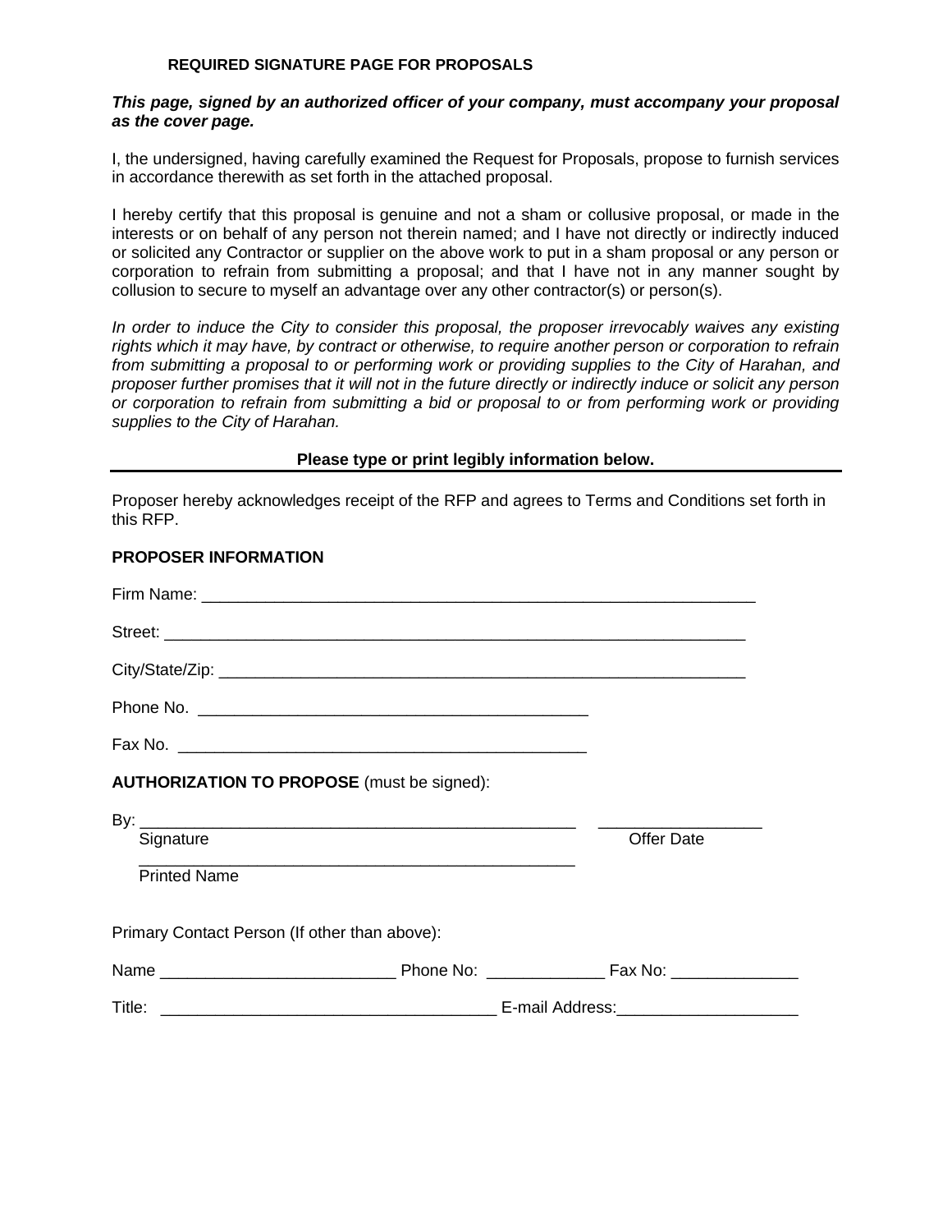# REQUIRED SIGNATURE PAGE FOR PROPOSALS

***This page, signed by an authorized officer of your company, must accompany your proposal as the cover page.***

I, the undersigned, having carefully examined the Request for Proposals, propose to furnish services in accordance therewith as set forth in the attached proposal.

I hereby certify that this proposal is genuine and not a sham or collusive proposal, or made in the interests or on behalf of any person not therein named; and I have not directly or indirectly induced or solicited any Contractor or supplier on the above work to put in a sham proposal or any person or corporation to refrain from submitting a proposal; and that I have not in any manner sought by collusion to secure to myself an advantage over any other contractor(s) or person(s).

*In order to induce the City to consider this proposal, the proposer irrevocably waives any existing rights which it may have, by contract or otherwise, to require another person or corporation to refrain from submitting a proposal to or performing work or providing supplies to the City of Harahan, and proposer further promises that it will not in the future directly or indirectly induce or solicit any person or corporation to refrain from submitting a bid or proposal to or from performing work or providing supplies to the City of Harahan.*

**Please type or print legibly information below.**

---

Proposer hereby acknowledges receipt of the RFP and agrees to Terms and Conditions set forth in this RFP.

**PROPOSER INFORMATION**

Firm Name: ______________________________________________________________

Street: _________________________________________________________________

City/State/Zip: ___________________________________________________________

Phone No. ____________________________________________

Fax No. ______________________________________________

**AUTHORIZATION TO PROPOSE** (must be signed):

By: _______________________________________________ _________________

Signature Offer Date

_______________________________________________

Printed Name

Primary Contact Person (If other than above):

Name _________________________ Phone No: _____________ Fax No: ______________

Title: ___________________________________ E-mail Address:____________________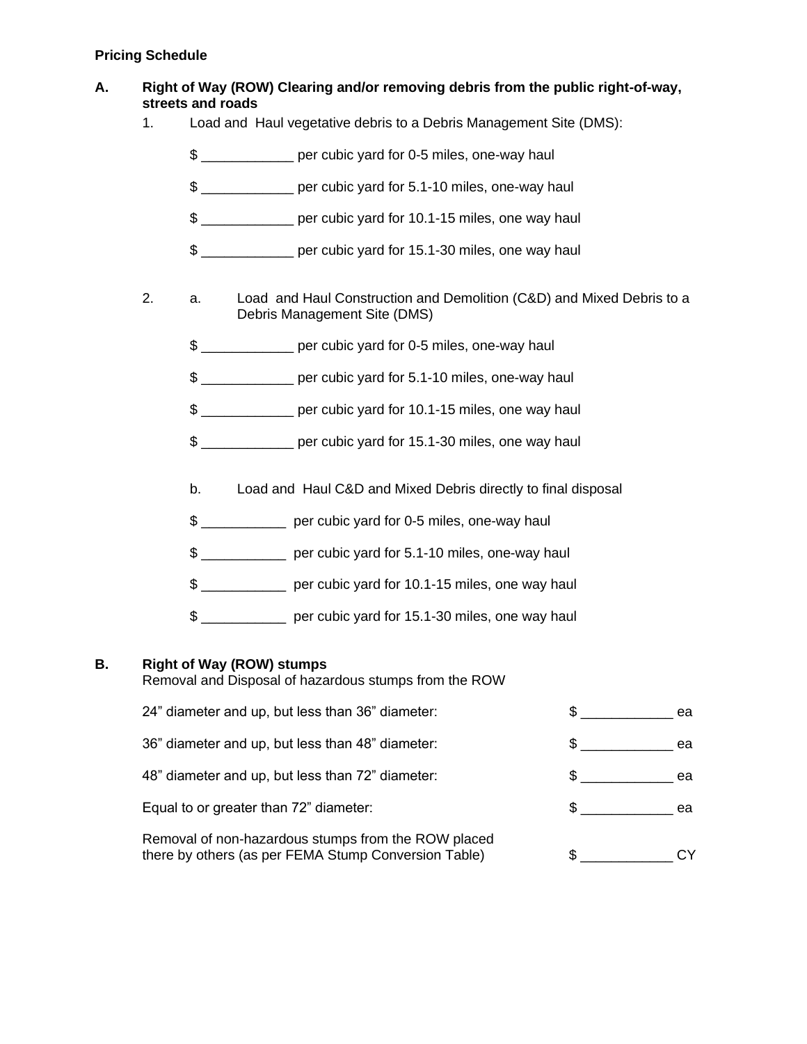**Pricing Schedule**

**A. Right of Way (ROW) Clearing and/or removing debris from the public right-of-way, streets and roads**

1. Load and Haul vegetative debris to a Debris Management Site (DMS):

   $ ____________ per cubic yard for 0-5 miles, one-way haul

   $ ____________ per cubic yard for 5.1-10 miles, one-way haul

   $ ____________ per cubic yard for 10.1-15 miles, one way haul

   $ ____________ per cubic yard for 15.1-30 miles, one way haul

2. a. Load and Haul Construction and Demolition (C&D) and Mixed Debris to a Debris Management Site (DMS)

   $ ____________ per cubic yard for 0-5 miles, one-way haul

   $ ____________ per cubic yard for 5.1-10 miles, one-way haul

   $ ____________ per cubic yard for 10.1-15 miles, one way haul

   $ ____________ per cubic yard for 15.1-30 miles, one way haul

   b. Load and Haul C&D and Mixed Debris directly to final disposal

   $ ___________ per cubic yard for 0-5 miles, one-way haul

   $ ___________ per cubic yard for 5.1-10 miles, one-way haul

   $ ___________ per cubic yard for 10.1-15 miles, one way haul

   $ ___________ per cubic yard for 15.1-30 miles, one way haul

**B. Right of Way (ROW) stumps**

Removal and Disposal of hazardous stumps from the ROW

| | |
|---|---|
| 24" diameter and up, but less than 36" diameter: | $ ____________ ea |
| 36" diameter and up, but less than 48" diameter: | $ ____________ ea |
| 48" diameter and up, but less than 72" diameter: | $ ____________ ea |
| Equal to or greater than 72" diameter: | $ ____________ ea |
| Removal of non-hazardous stumps from the ROW placed there by others (as per FEMA Stump Conversion Table) | $ ____________ CY |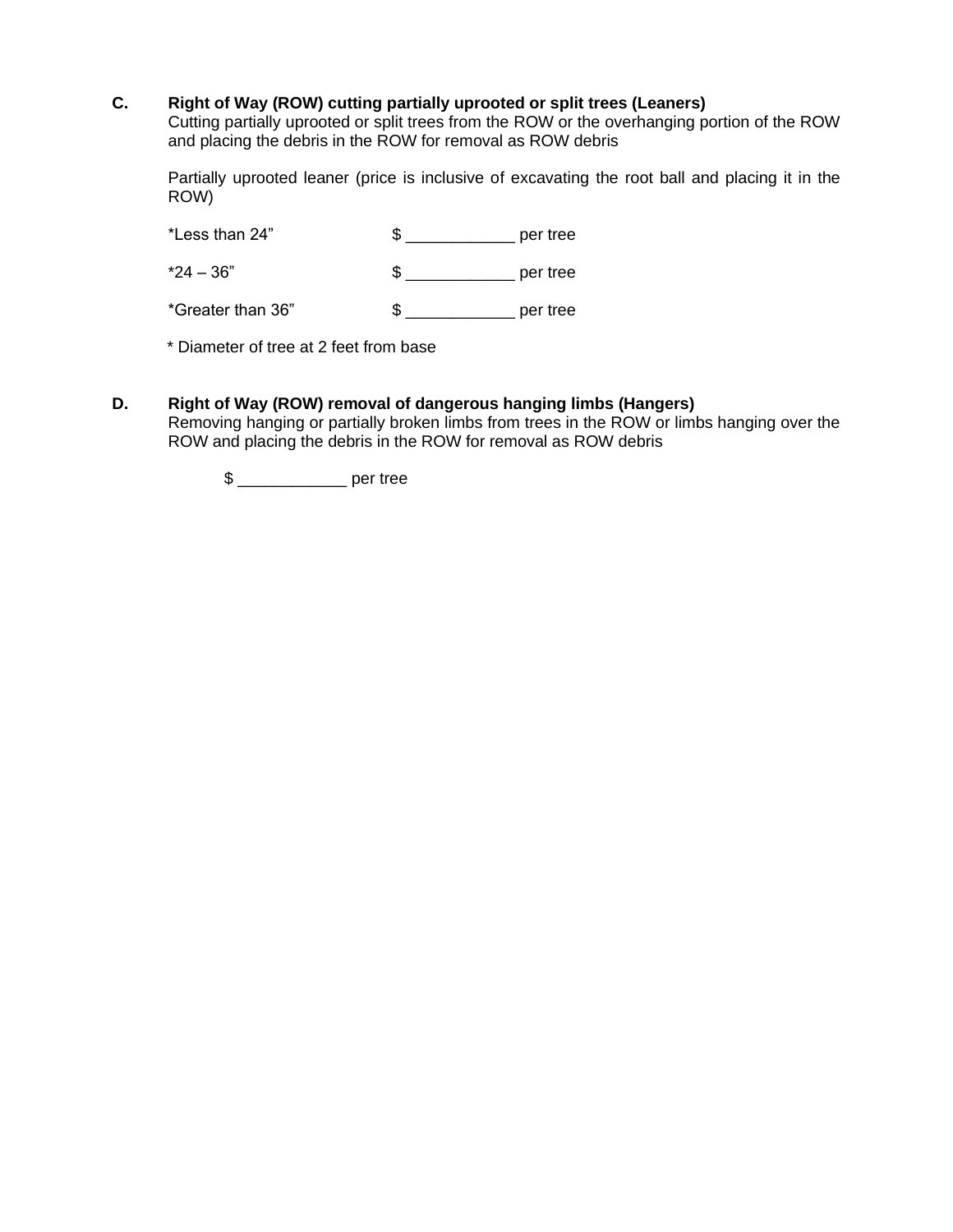**C. Right of Way (ROW) cutting partially uprooted or split trees (Leaners)**

Cutting partially uprooted or split trees from the ROW or the overhanging portion of the ROW and placing the debris in the ROW for removal as ROW debris

Partially uprooted leaner (price is inclusive of excavating the root ball and placing it in the ROW)

| | |
|---|---|
| *Less than 24” | $ ____________ per tree |
| *24 – 36” | $ ____________ per tree |
| *Greater than 36” | $ ____________ per tree |

* Diameter of tree at 2 feet from base

**D. Right of Way (ROW) removal of dangerous hanging limbs (Hangers)**

Removing hanging or partially broken limbs from trees in the ROW or limbs hanging over the ROW and placing the debris in the ROW for removal as ROW debris

$ ____________ per tree